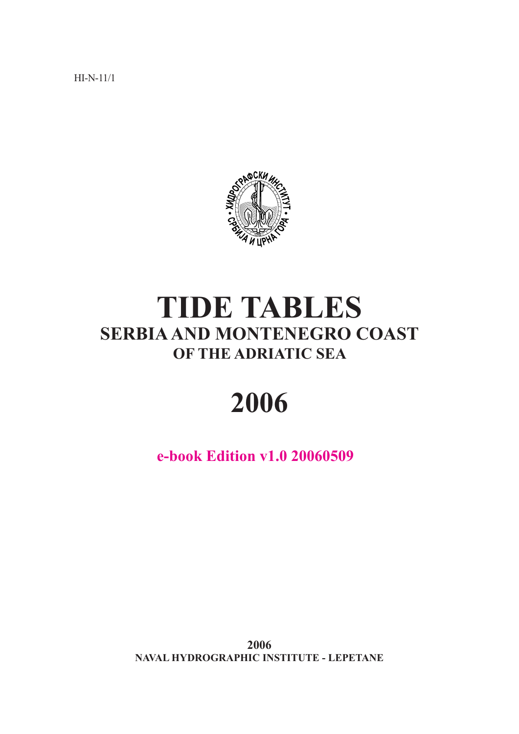HI-N-11/1

# TIDE TABLES

## SERBIA AND MONTENEGRO COAST

### OF THE ADRIATIC SEA

# 2006

**e-book Edition v1.0 20060509**

**2006**

**NAVAL HYDROGRAPHIC INSTITUTE - LEPETANE**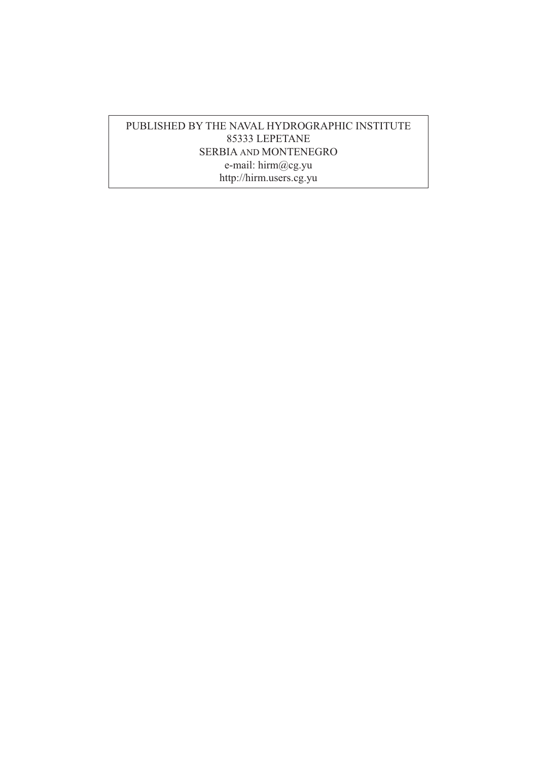PUBLISHED BY THE NAVAL HYDROGRAPHIC INSTITUTE
85333 LEPETANE
SERBIA AND MONTENEGRO
e-mail: hirm@cg.yu
http://hirm.users.cg.yu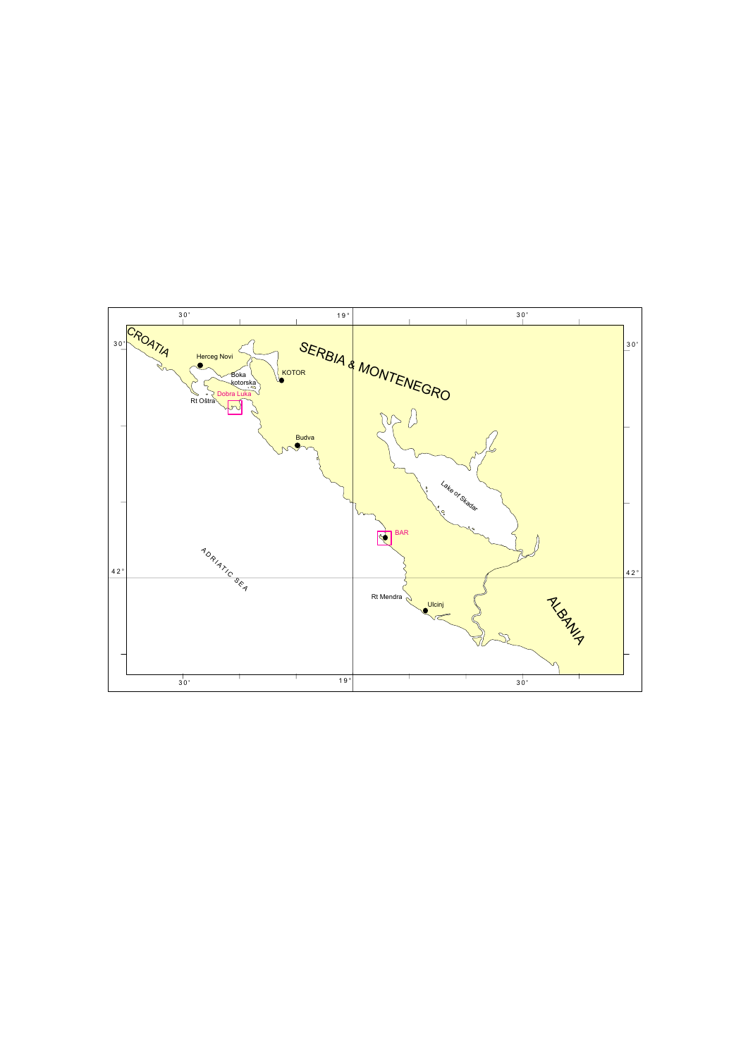CROATIA

SERBIA & MONTENEGRO

ALBANIA

ADRIATIC SEA

Herceg Novi

Boka kotorska

KOTOR

Dobra Luka

Rt Oštra

Budva

Lake of Skadar

BAR

Rt Mendra

Ulcinj

30'　　19°　　30'

42°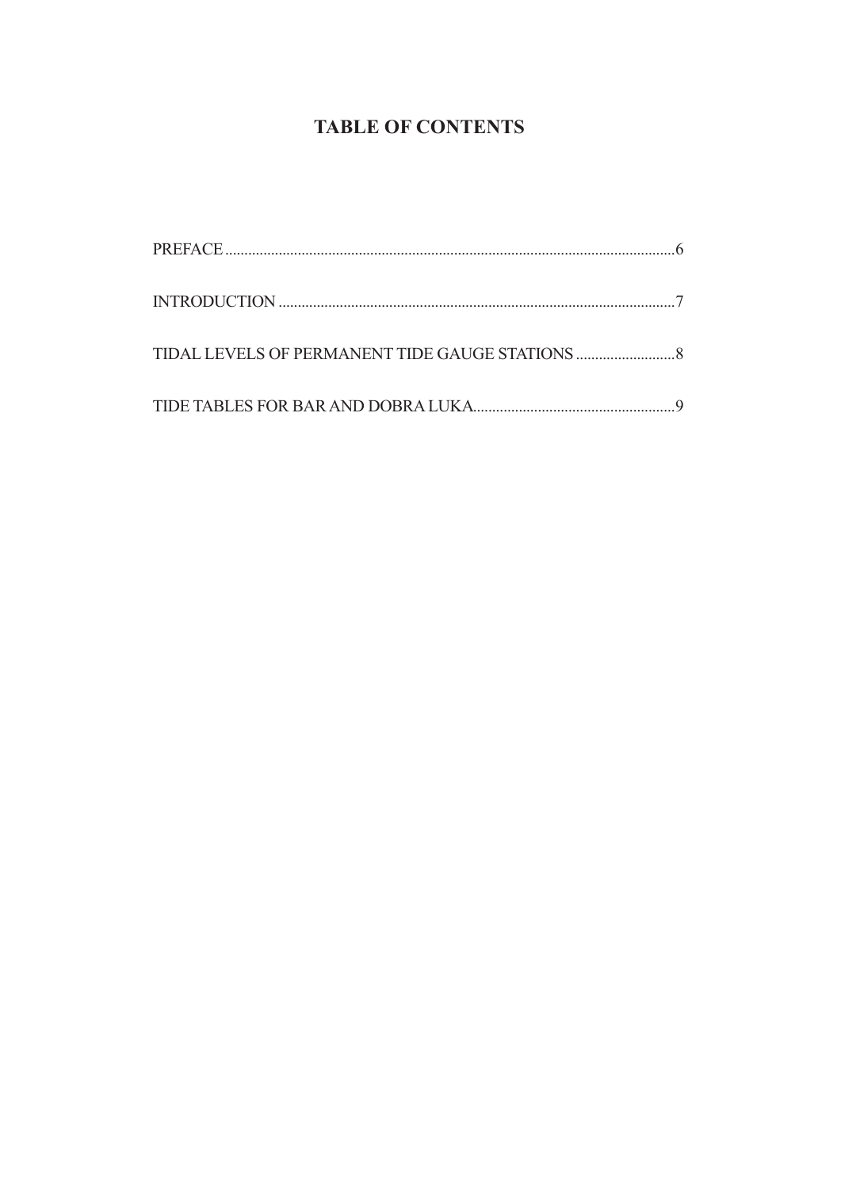# TABLE OF CONTENTS

PREFACE....................................................................................................................6

INTRODUCTION .......................................................................................................7

TIDAL LEVELS OF PERMANENT TIDE GAUGE STATIONS ..........................8

TIDE TABLES FOR BAR AND DOBRA LUKA....................................................9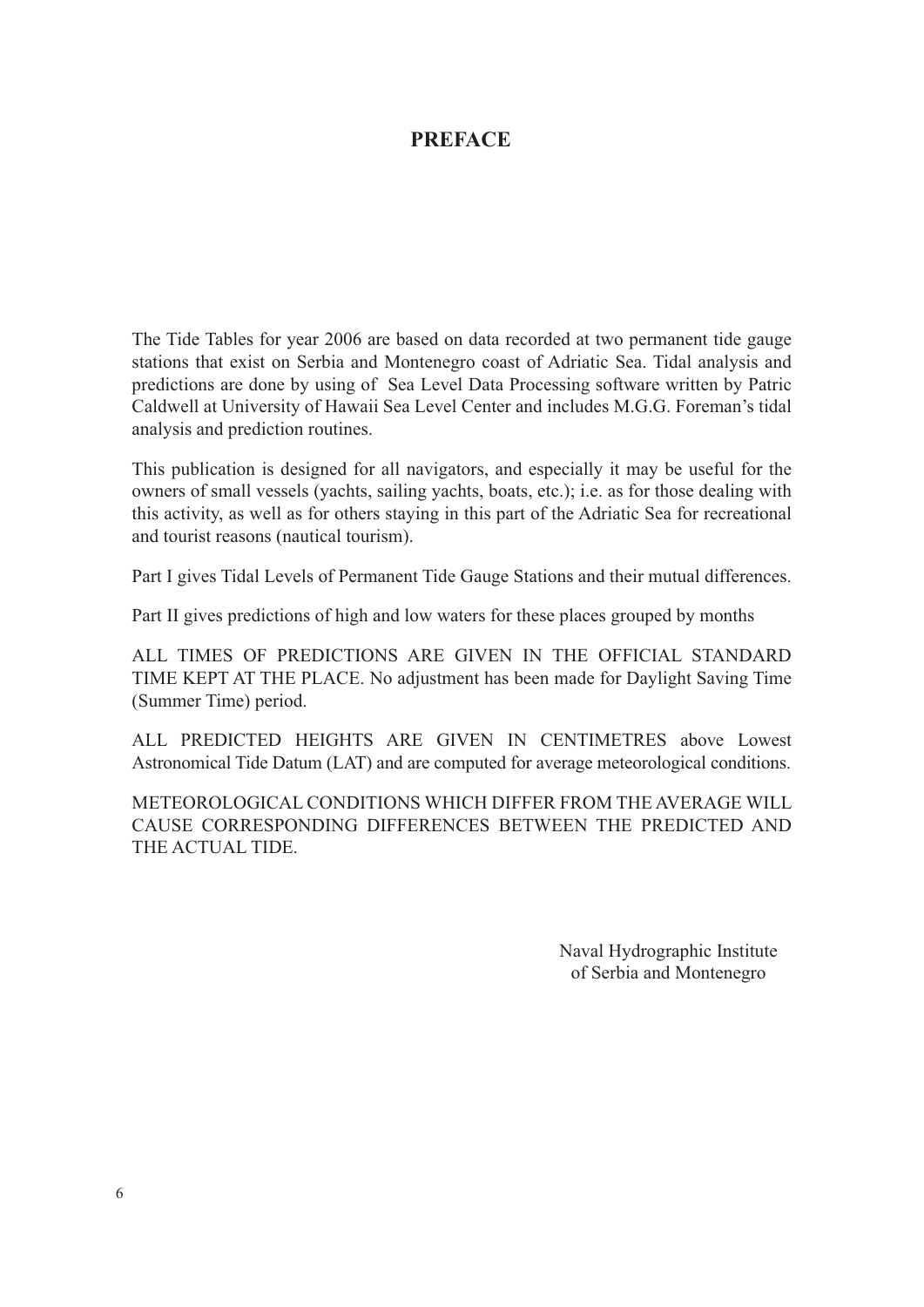# PREFACE

The Tide Tables for year 2006 are based on data recorded at two permanent tide gauge stations that exist on Serbia and Montenegro coast of Adriatic Sea. Tidal analysis and predictions are done by using of Sea Level Data Processing software written by Patric Caldwell at University of Hawaii Sea Level Center and includes M.G.G. Foreman's tidal analysis and prediction routines.

This publication is designed for all navigators, and especially it may be useful for the owners of small vessels (yachts, sailing yachts, boats, etc.); i.e. as for those dealing with this activity, as well as for others staying in this part of the Adriatic Sea for recreational and tourist reasons (nautical tourism).

Part I gives Tidal Levels of Permanent Tide Gauge Stations and their mutual differences.

Part II gives predictions of high and low waters for these places grouped by months

ALL TIMES OF PREDICTIONS ARE GIVEN IN THE OFFICIAL STANDARD TIME KEPT AT THE PLACE. No adjustment has been made for Daylight Saving Time (Summer Time) period.

ALL PREDICTED HEIGHTS ARE GIVEN IN CENTIMETRES above Lowest Astronomical Tide Datum (LAT) and are computed for average meteorological conditions.

METEOROLOGICAL CONDITIONS WHICH DIFFER FROM THE AVERAGE WILL CAUSE CORRESPONDING DIFFERENCES BETWEEN THE PREDICTED AND THE ACTUAL TIDE.

Naval Hydrographic Institute
of Serbia and Montenegro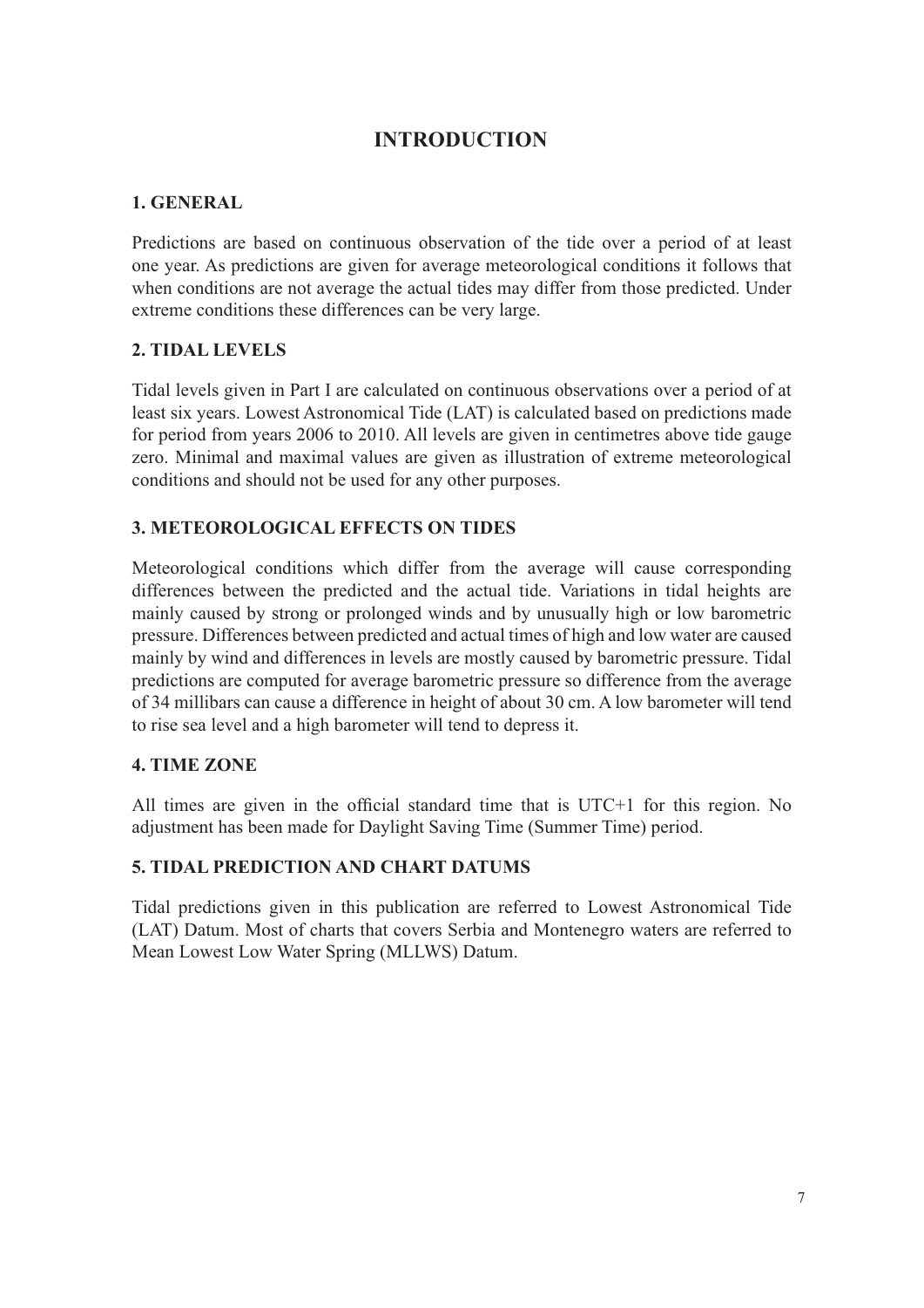# INTRODUCTION

## 1. GENERAL

Predictions are based on continuous observation of the tide over a period of at least one year. As predictions are given for average meteorological conditions it follows that when conditions are not average the actual tides may differ from those predicted. Under extreme conditions these differences can be very large.

## 2. TIDAL LEVELS

Tidal levels given in Part I are calculated on continuous observations over a period of at least six years. Lowest Astronomical Tide (LAT) is calculated based on predictions made for period from years 2006 to 2010. All levels are given in centimetres above tide gauge zero. Minimal and maximal values are given as illustration of extreme meteorological conditions and should not be used for any other purposes.

## 3. METEOROLOGICAL EFFECTS ON TIDES

Meteorological conditions which differ from the average will cause corresponding differences between the predicted and the actual tide. Variations in tidal heights are mainly caused by strong or prolonged winds and by unusually high or low barometric pressure. Differences between predicted and actual times of high and low water are caused mainly by wind and differences in levels are mostly caused by barometric pressure. Tidal predictions are computed for average barometric pressure so difference from the average of 34 millibars can cause a difference in height of about 30 cm. A low barometer will tend to rise sea level and a high barometer will tend to depress it.

## 4. TIME ZONE

All times are given in the official standard time that is UTC+1 for this region. No adjustment has been made for Daylight Saving Time (Summer Time) period.

## 5. TIDAL PREDICTION AND CHART DATUMS

Tidal predictions given in this publication are referred to Lowest Astronomical Tide (LAT) Datum. Most of charts that covers Serbia and Montenegro waters are referred to Mean Lowest Low Water Spring (MLLWS) Datum.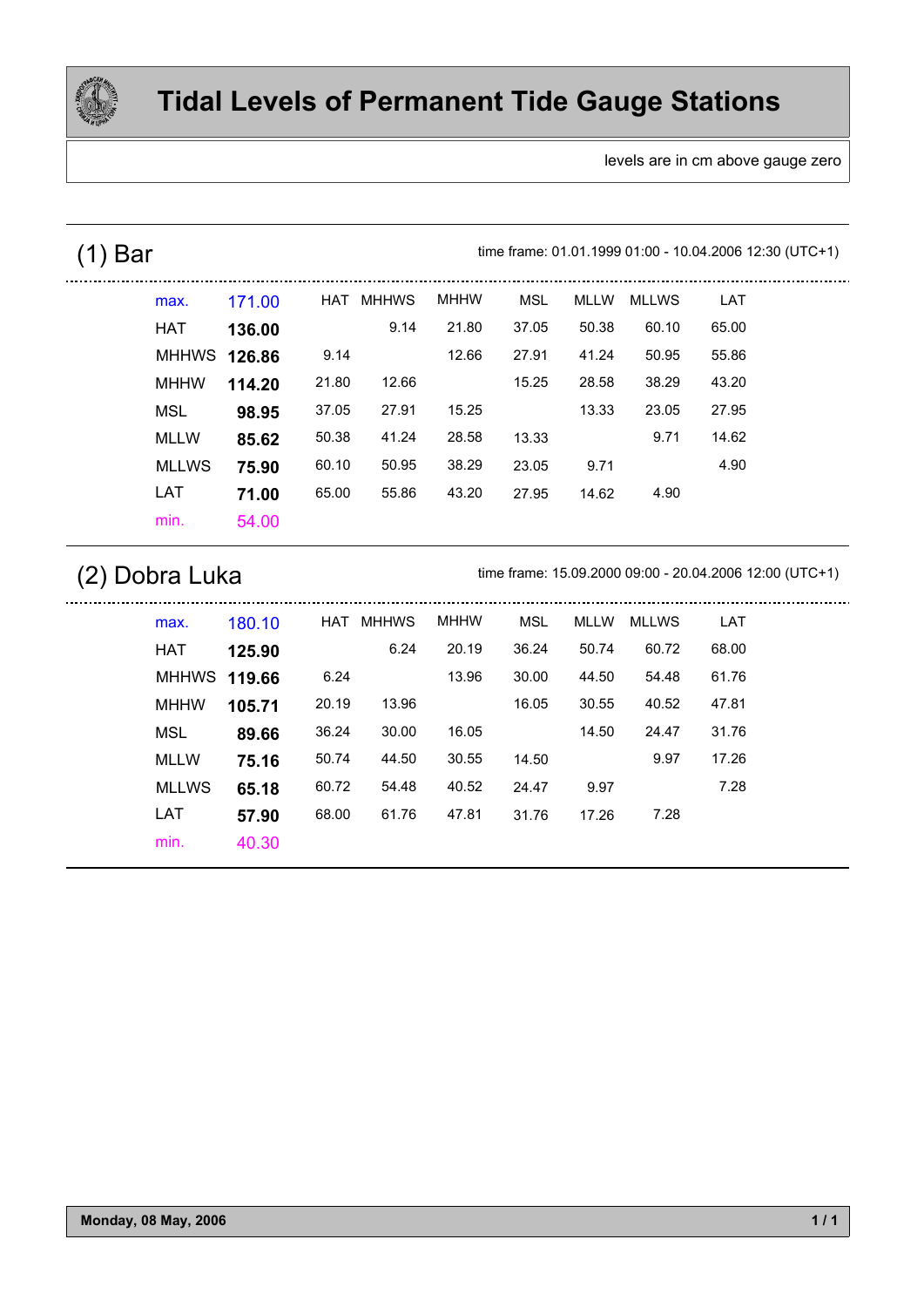# Tidal Levels of Permanent Tide Gauge Stations

levels are in cm above gauge zero

## (1) Bar

time frame: 01.01.1999 01:00 - 10.04.2006 12:30 (UTC+1)

| | | HAT | MHHWS | MHHW | MSL | MLLW | MLLWS | LAT |
|---|---|---|---|---|---|---|---|---|
| max. | 171.00 | | | | | | | |
| HAT | **136.00** | | 9.14 | 21.80 | 37.05 | 50.38 | 60.10 | 65.00 |
| MHHWS | **126.86** | 9.14 | | 12.66 | 27.91 | 41.24 | 50.95 | 55.86 |
| MHHW | **114.20** | 21.80 | 12.66 | | 15.25 | 28.58 | 38.29 | 43.20 |
| MSL | **98.95** | 37.05 | 27.91 | 15.25 | | 13.33 | 23.05 | 27.95 |
| MLLW | **85.62** | 50.38 | 41.24 | 28.58 | 13.33 | | 9.71 | 14.62 |
| MLLWS | **75.90** | 60.10 | 50.95 | 38.29 | 23.05 | 9.71 | | 4.90 |
| LAT | **71.00** | 65.00 | 55.86 | 43.20 | 27.95 | 14.62 | 4.90 | |
| min. | 54.00 | | | | | | | |

## (2) Dobra Luka

time frame: 15.09.2000 09:00 - 20.04.2006 12:00 (UTC+1)

| | | HAT | MHHWS | MHHW | MSL | MLLW | MLLWS | LAT |
|---|---|---|---|---|---|---|---|---|
| max. | 180.10 | | | | | | | |
| HAT | **125.90** | | 6.24 | 20.19 | 36.24 | 50.74 | 60.72 | 68.00 |
| MHHWS | **119.66** | 6.24 | | 13.96 | 30.00 | 44.50 | 54.48 | 61.76 |
| MHHW | **105.71** | 20.19 | 13.96 | | 16.05 | 30.55 | 40.52 | 47.81 |
| MSL | **89.66** | 36.24 | 30.00 | 16.05 | | 14.50 | 24.47 | 31.76 |
| MLLW | **75.16** | 50.74 | 44.50 | 30.55 | 14.50 | | 9.97 | 17.26 |
| MLLWS | **65.18** | 60.72 | 54.48 | 40.52 | 24.47 | 9.97 | | 7.28 |
| LAT | **57.90** | 68.00 | 61.76 | 47.81 | 31.76 | 17.26 | 7.28 | |
| min. | 40.30 | | | | | | | |

**Monday, 08 May, 2006**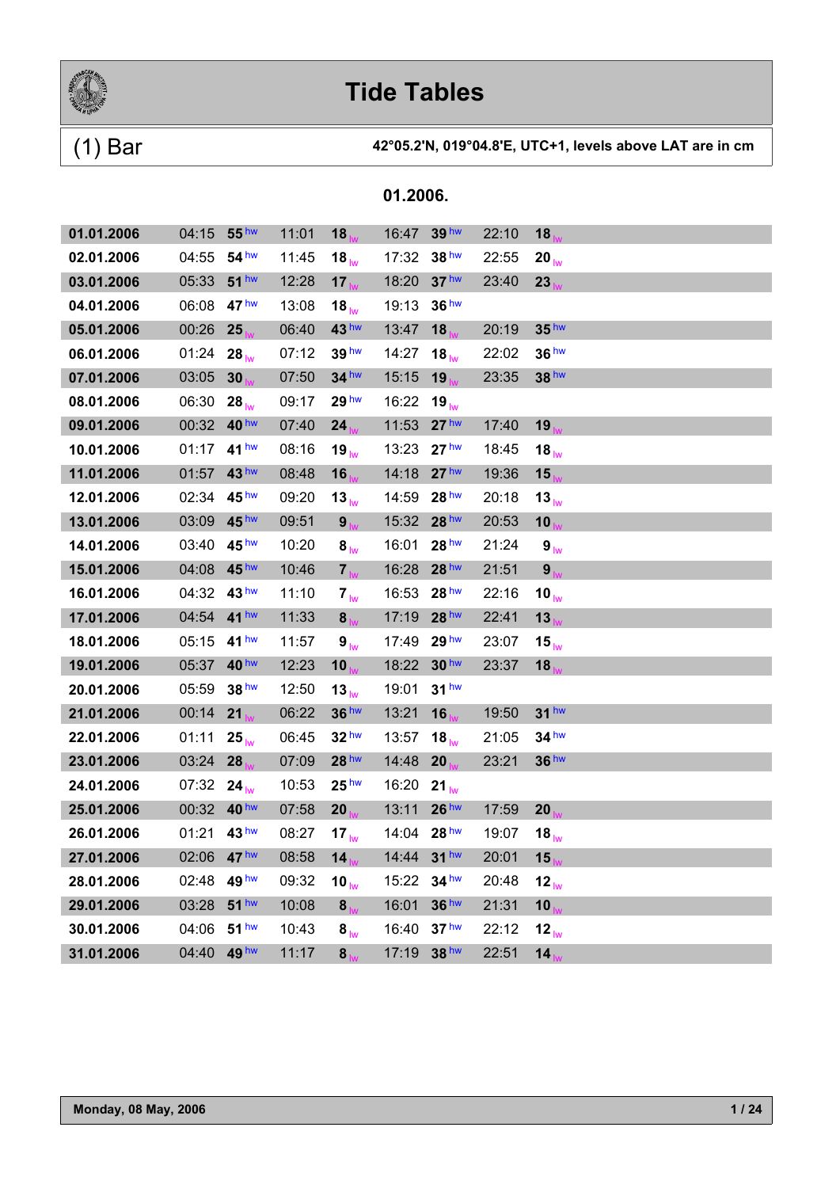# Tide Tables

## (1) Bar

**42°05.2'N, 019°04.8'E, UTC+1, levels above LAT are in cm**

### 01.2006.

| Date | Time | Level | Time | Level | Time | Level | Time | Level |
|---|---|---|---|---|---|---|---|---|
| **01.01.2006** | 04:15 | **55** hw | 11:01 | **18** lw | 16:47 | **39** hw | 22:10 | **18** lw |
| **02.01.2006** | 04:55 | **54** hw | 11:45 | **18** lw | 17:32 | **38** hw | 22:55 | **20** lw |
| **03.01.2006** | 05:33 | **51** hw | 12:28 | **17** lw | 18:20 | **37** hw | 23:40 | **23** lw |
| **04.01.2006** | 06:08 | **47** hw | 13:08 | **18** lw | 19:13 | **36** hw | | |
| **05.01.2006** | 00:26 | **25** lw | 06:40 | **43** hw | 13:47 | **18** lw | 20:19 | **35** hw |
| **06.01.2006** | 01:24 | **28** lw | 07:12 | **39** hw | 14:27 | **18** lw | 22:02 | **36** hw |
| **07.01.2006** | 03:05 | **30** lw | 07:50 | **34** hw | 15:15 | **19** lw | 23:35 | **38** hw |
| **08.01.2006** | 06:30 | **28** lw | 09:17 | **29** hw | 16:22 | **19** lw | | |
| **09.01.2006** | 00:32 | **40** hw | 07:40 | **24** lw | 11:53 | **27** hw | 17:40 | **19** lw |
| **10.01.2006** | 01:17 | **41** hw | 08:16 | **19** lw | 13:23 | **27** hw | 18:45 | **18** lw |
| **11.01.2006** | 01:57 | **43** hw | 08:48 | **16** lw | 14:18 | **27** hw | 19:36 | **15** lw |
| **12.01.2006** | 02:34 | **45** hw | 09:20 | **13** lw | 14:59 | **28** hw | 20:18 | **13** lw |
| **13.01.2006** | 03:09 | **45** hw | 09:51 | **9** lw | 15:32 | **28** hw | 20:53 | **10** lw |
| **14.01.2006** | 03:40 | **45** hw | 10:20 | **8** lw | 16:01 | **28** hw | 21:24 | **9** lw |
| **15.01.2006** | 04:08 | **45** hw | 10:46 | **7** lw | 16:28 | **28** hw | 21:51 | **9** lw |
| **16.01.2006** | 04:32 | **43** hw | 11:10 | **7** lw | 16:53 | **28** hw | 22:16 | **10** lw |
| **17.01.2006** | 04:54 | **41** hw | 11:33 | **8** lw | 17:19 | **28** hw | 22:41 | **13** lw |
| **18.01.2006** | 05:15 | **41** hw | 11:57 | **9** lw | 17:49 | **29** hw | 23:07 | **15** lw |
| **19.01.2006** | 05:37 | **40** hw | 12:23 | **10** lw | 18:22 | **30** hw | 23:37 | **18** lw |
| **20.01.2006** | 05:59 | **38** hw | 12:50 | **13** lw | 19:01 | **31** hw | | |
| **21.01.2006** | 00:14 | **21** lw | 06:22 | **36** hw | 13:21 | **16** lw | 19:50 | **31** hw |
| **22.01.2006** | 01:11 | **25** lw | 06:45 | **32** hw | 13:57 | **18** lw | 21:05 | **34** hw |
| **23.01.2006** | 03:24 | **28** lw | 07:09 | **28** hw | 14:48 | **20** lw | 23:21 | **36** hw |
| **24.01.2006** | 07:32 | **24** lw | 10:53 | **25** hw | 16:20 | **21** lw | | |
| **25.01.2006** | 00:32 | **40** hw | 07:58 | **20** lw | 13:11 | **26** hw | 17:59 | **20** lw |
| **26.01.2006** | 01:21 | **43** hw | 08:27 | **17** lw | 14:04 | **28** hw | 19:07 | **18** lw |
| **27.01.2006** | 02:06 | **47** hw | 08:58 | **14** lw | 14:44 | **31** hw | 20:01 | **15** lw |
| **28.01.2006** | 02:48 | **49** hw | 09:32 | **10** lw | 15:22 | **34** hw | 20:48 | **12** lw |
| **29.01.2006** | 03:28 | **51** hw | 10:08 | **8** lw | 16:01 | **36** hw | 21:31 | **10** lw |
| **30.01.2006** | 04:06 | **51** hw | 10:43 | **8** lw | 16:40 | **37** hw | 22:12 | **12** lw |
| **31.01.2006** | 04:40 | **49** hw | 11:17 | **8** lw | 17:19 | **38** hw | 22:51 | **14** lw |

**Monday, 08 May, 2006**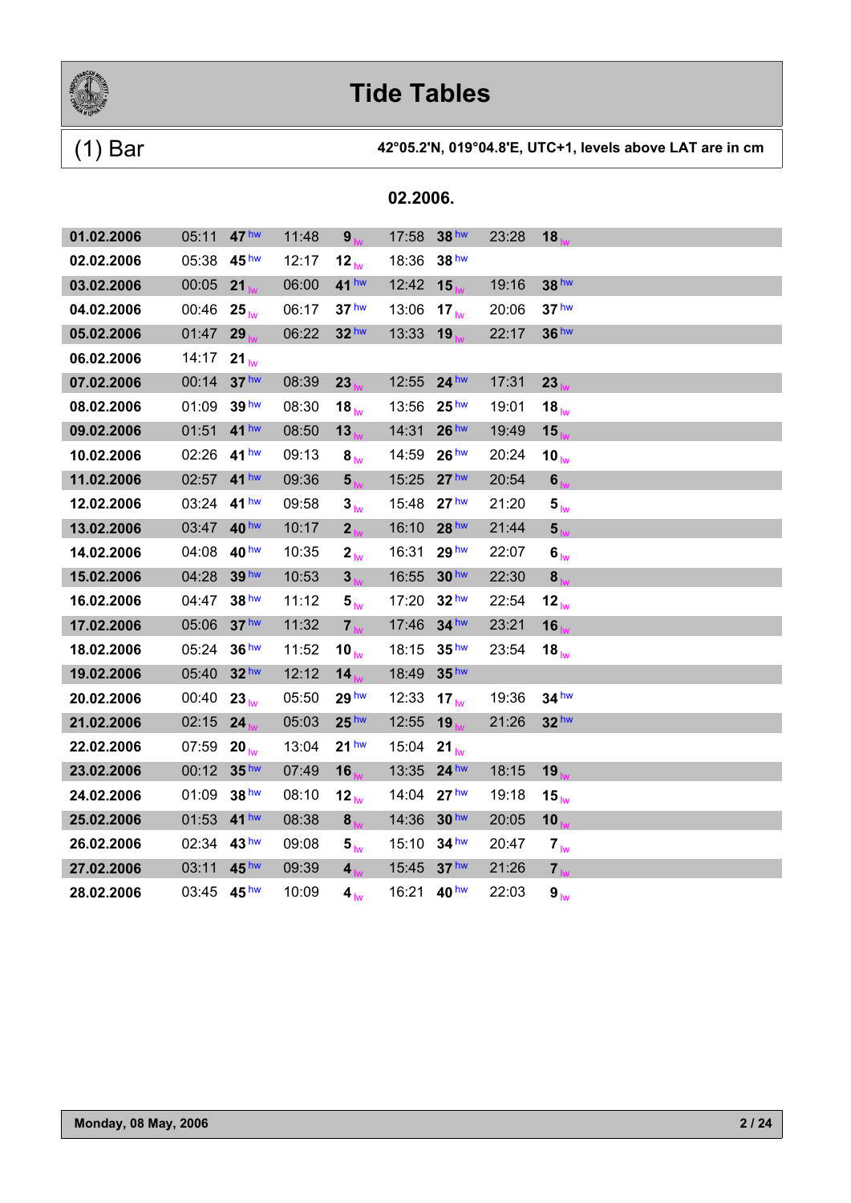# Tide Tables

## (1) Bar

**42°05.2'N, 019°04.8'E, UTC+1, levels above LAT are in cm**

**02.2006.**

| Date | Time | Level | Time | Level | Time | Level | Time | Level |
|---|---|---|---|---|---|---|---|---|
| **01.02.2006** | 05:11 | **47** hw | 11:48 | **9** lw | 17:58 | **38** hw | 23:28 | **18** lw |
| **02.02.2006** | 05:38 | **45** hw | 12:17 | **12** lw | 18:36 | **38** hw | | |
| **03.02.2006** | 00:05 | **21** lw | 06:00 | **41** hw | 12:42 | **15** lw | 19:16 | **38** hw |
| **04.02.2006** | 00:46 | **25** lw | 06:17 | **37** hw | 13:06 | **17** lw | 20:06 | **37** hw |
| **05.02.2006** | 01:47 | **29** lw | 06:22 | **32** hw | 13:33 | **19** lw | 22:17 | **36** hw |
| **06.02.2006** | 14:17 | **21** lw | | | | | | |
| **07.02.2006** | 00:14 | **37** hw | 08:39 | **23** lw | 12:55 | **24** hw | 17:31 | **23** lw |
| **08.02.2006** | 01:09 | **39** hw | 08:30 | **18** lw | 13:56 | **25** hw | 19:01 | **18** lw |
| **09.02.2006** | 01:51 | **41** hw | 08:50 | **13** lw | 14:31 | **26** hw | 19:49 | **15** lw |
| **10.02.2006** | 02:26 | **41** hw | 09:13 | **8** lw | 14:59 | **26** hw | 20:24 | **10** lw |
| **11.02.2006** | 02:57 | **41** hw | 09:36 | **5** lw | 15:25 | **27** hw | 20:54 | **6** lw |
| **12.02.2006** | 03:24 | **41** hw | 09:58 | **3** lw | 15:48 | **27** hw | 21:20 | **5** lw |
| **13.02.2006** | 03:47 | **40** hw | 10:17 | **2** lw | 16:10 | **28** hw | 21:44 | **5** lw |
| **14.02.2006** | 04:08 | **40** hw | 10:35 | **2** lw | 16:31 | **29** hw | 22:07 | **6** lw |
| **15.02.2006** | 04:28 | **39** hw | 10:53 | **3** lw | 16:55 | **30** hw | 22:30 | **8** lw |
| **16.02.2006** | 04:47 | **38** hw | 11:12 | **5** lw | 17:20 | **32** hw | 22:54 | **12** lw |
| **17.02.2006** | 05:06 | **37** hw | 11:32 | **7** lw | 17:46 | **34** hw | 23:21 | **16** lw |
| **18.02.2006** | 05:24 | **36** hw | 11:52 | **10** lw | 18:15 | **35** hw | 23:54 | **18** lw |
| **19.02.2006** | 05:40 | **32** hw | 12:12 | **14** lw | 18:49 | **35** hw | | |
| **20.02.2006** | 00:40 | **23** lw | 05:50 | **29** hw | 12:33 | **17** lw | 19:36 | **34** hw |
| **21.02.2006** | 02:15 | **24** lw | 05:03 | **25** hw | 12:55 | **19** lw | 21:26 | **32** hw |
| **22.02.2006** | 07:59 | **20** lw | 13:04 | **21** hw | 15:04 | **21** lw | | |
| **23.02.2006** | 00:12 | **35** hw | 07:49 | **16** lw | 13:35 | **24** hw | 18:15 | **19** lw |
| **24.02.2006** | 01:09 | **38** hw | 08:10 | **12** lw | 14:04 | **27** hw | 19:18 | **15** lw |
| **25.02.2006** | 01:53 | **41** hw | 08:38 | **8** lw | 14:36 | **30** hw | 20:05 | **10** lw |
| **26.02.2006** | 02:34 | **43** hw | 09:08 | **5** lw | 15:10 | **34** hw | 20:47 | **7** lw |
| **27.02.2006** | 03:11 | **45** hw | 09:39 | **4** lw | 15:45 | **37** hw | 21:26 | **7** lw |
| **28.02.2006** | 03:45 | **45** hw | 10:09 | **4** lw | 16:21 | **40** hw | 22:03 | **9** lw |

**Monday, 08 May, 2006**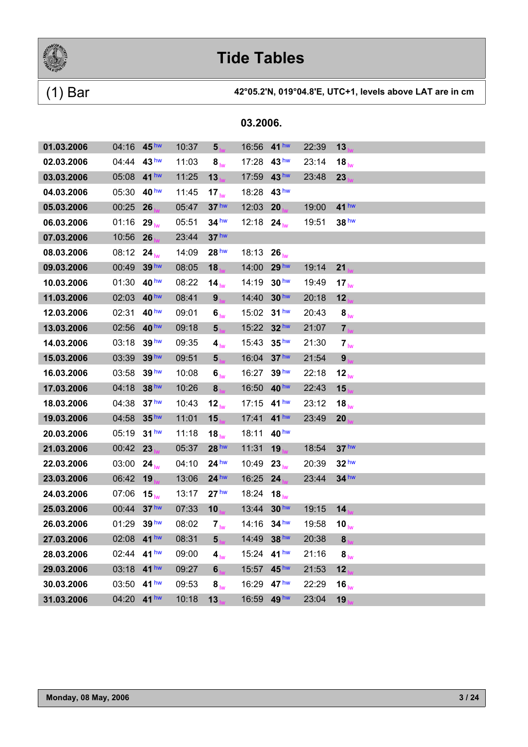# Tide Tables

## (1) Bar

**42°05.2'N, 019°04.8'E, UTC+1, levels above LAT are in cm**

### 03.2006.

| Date | Time | Level | Time | Level | Time | Level | Time | Level |
|---|---|---|---|---|---|---|---|---|
| **01.03.2006** | 04:16 | **45** hw | 10:37 | **5** lw | 16:56 | **41** hw | 22:39 | **13** lw |
| **02.03.2006** | 04:44 | **43** hw | 11:03 | **8** lw | 17:28 | **43** hw | 23:14 | **18** lw |
| **03.03.2006** | 05:08 | **41** hw | 11:25 | **13** lw | 17:59 | **43** hw | 23:48 | **23** lw |
| **04.03.2006** | 05:30 | **40** hw | 11:45 | **17** lw | 18:28 | **43** hw | | |
| **05.03.2006** | 00:25 | **26** lw | 05:47 | **37** hw | 12:03 | **20** lw | 19:00 | **41** hw |
| **06.03.2006** | 01:16 | **29** lw | 05:51 | **34** hw | 12:18 | **24** lw | 19:51 | **38** hw |
| **07.03.2006** | 10:56 | **26** lw | 23:44 | **37** hw | | | | |
| **08.03.2006** | 08:12 | **24** lw | 14:09 | **28** hw | 18:13 | **26** lw | | |
| **09.03.2006** | 00:49 | **39** hw | 08:05 | **18** lw | 14:00 | **29** hw | 19:14 | **21** lw |
| **10.03.2006** | 01:30 | **40** hw | 08:22 | **14** lw | 14:19 | **30** hw | 19:49 | **17** lw |
| **11.03.2006** | 02:03 | **40** hw | 08:41 | **9** lw | 14:40 | **30** hw | 20:18 | **12** lw |
| **12.03.2006** | 02:31 | **40** hw | 09:01 | **6** lw | 15:02 | **31** hw | 20:43 | **8** lw |
| **13.03.2006** | 02:56 | **40** hw | 09:18 | **5** lw | 15:22 | **32** hw | 21:07 | **7** lw |
| **14.03.2006** | 03:18 | **39** hw | 09:35 | **4** lw | 15:43 | **35** hw | 21:30 | **7** lw |
| **15.03.2006** | 03:39 | **39** hw | 09:51 | **5** lw | 16:04 | **37** hw | 21:54 | **9** lw |
| **16.03.2006** | 03:58 | **39** hw | 10:08 | **6** lw | 16:27 | **39** hw | 22:18 | **12** lw |
| **17.03.2006** | 04:18 | **38** hw | 10:26 | **8** lw | 16:50 | **40** hw | 22:43 | **15** lw |
| **18.03.2006** | 04:38 | **37** hw | 10:43 | **12** lw | 17:15 | **41** hw | 23:12 | **18** lw |
| **19.03.2006** | 04:58 | **35** hw | 11:01 | **15** lw | 17:41 | **41** hw | 23:49 | **20** lw |
| **20.03.2006** | 05:19 | **31** hw | 11:18 | **18** lw | 18:11 | **40** hw | | |
| **21.03.2006** | 00:42 | **23** lw | 05:37 | **28** hw | 11:31 | **19** lw | 18:54 | **37** hw |
| **22.03.2006** | 03:00 | **24** lw | 04:10 | **24** hw | 10:49 | **23** lw | 20:39 | **32** hw |
| **23.03.2006** | 06:42 | **19** lw | 13:06 | **24** hw | 16:25 | **24** lw | 23:44 | **34** hw |
| **24.03.2006** | 07:06 | **15** lw | 13:17 | **27** hw | 18:24 | **18** lw | | |
| **25.03.2006** | 00:44 | **37** hw | 07:33 | **10** lw | 13:44 | **30** hw | 19:15 | **14** lw |
| **26.03.2006** | 01:29 | **39** hw | 08:02 | **7** lw | 14:16 | **34** hw | 19:58 | **10** lw |
| **27.03.2006** | 02:08 | **41** hw | 08:31 | **5** lw | 14:49 | **38** hw | 20:38 | **8** lw |
| **28.03.2006** | 02:44 | **41** hw | 09:00 | **4** lw | 15:24 | **41** hw | 21:16 | **8** lw |
| **29.03.2006** | 03:18 | **41** hw | 09:27 | **6** lw | 15:57 | **45** hw | 21:53 | **12** lw |
| **30.03.2006** | 03:50 | **41** hw | 09:53 | **8** lw | 16:29 | **47** hw | 22:29 | **16** lw |
| **31.03.2006** | 04:20 | **41** hw | 10:18 | **13** lw | 16:59 | **49** hw | 23:04 | **19** lw |

**Monday, 08 May, 2006**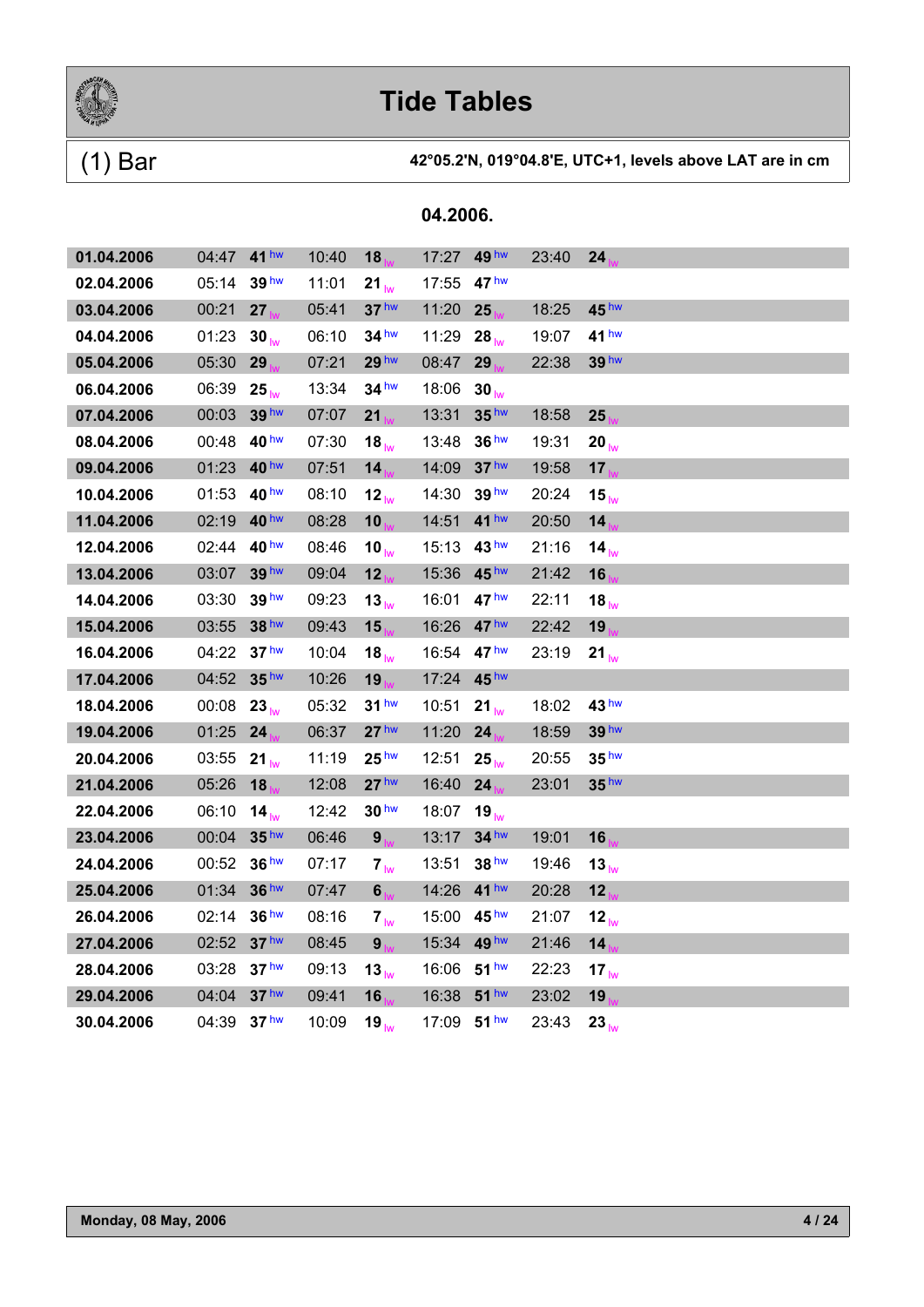# Tide Tables

## (1) Bar

**42°05.2'N, 019°04.8'E, UTC+1, levels above LAT are in cm**

### 04.2006.

| Date | Time | Level | Time | Level | Time | Level | Time | Level |
|---|---|---|---|---|---|---|---|---|
| **01.04.2006** | 04:47 | **41** hw | 10:40 | **18** lw | 17:27 | **49** hw | 23:40 | **24** lw |
| **02.04.2006** | 05:14 | **39** hw | 11:01 | **21** lw | 17:55 | **47** hw | | |
| **03.04.2006** | 00:21 | **27** lw | 05:41 | **37** hw | 11:20 | **25** lw | 18:25 | **45** hw |
| **04.04.2006** | 01:23 | **30** lw | 06:10 | **34** hw | 11:29 | **28** lw | 19:07 | **41** hw |
| **05.04.2006** | 05:30 | **29** lw | 07:21 | **29** hw | 08:47 | **29** lw | 22:38 | **39** hw |
| **06.04.2006** | 06:39 | **25** lw | 13:34 | **34** hw | 18:06 | **30** lw | | |
| **07.04.2006** | 00:03 | **39** hw | 07:07 | **21** lw | 13:31 | **35** hw | 18:58 | **25** lw |
| **08.04.2006** | 00:48 | **40** hw | 07:30 | **18** lw | 13:48 | **36** hw | 19:31 | **20** lw |
| **09.04.2006** | 01:23 | **40** hw | 07:51 | **14** lw | 14:09 | **37** hw | 19:58 | **17** lw |
| **10.04.2006** | 01:53 | **40** hw | 08:10 | **12** lw | 14:30 | **39** hw | 20:24 | **15** lw |
| **11.04.2006** | 02:19 | **40** hw | 08:28 | **10** lw | 14:51 | **41** hw | 20:50 | **14** lw |
| **12.04.2006** | 02:44 | **40** hw | 08:46 | **10** lw | 15:13 | **43** hw | 21:16 | **14** lw |
| **13.04.2006** | 03:07 | **39** hw | 09:04 | **12** lw | 15:36 | **45** hw | 21:42 | **16** lw |
| **14.04.2006** | 03:30 | **39** hw | 09:23 | **13** lw | 16:01 | **47** hw | 22:11 | **18** lw |
| **15.04.2006** | 03:55 | **38** hw | 09:43 | **15** lw | 16:26 | **47** hw | 22:42 | **19** lw |
| **16.04.2006** | 04:22 | **37** hw | 10:04 | **18** lw | 16:54 | **47** hw | 23:19 | **21** lw |
| **17.04.2006** | 04:52 | **35** hw | 10:26 | **19** lw | 17:24 | **45** hw | | |
| **18.04.2006** | 00:08 | **23** lw | 05:32 | **31** hw | 10:51 | **21** lw | 18:02 | **43** hw |
| **19.04.2006** | 01:25 | **24** lw | 06:37 | **27** hw | 11:20 | **24** lw | 18:59 | **39** hw |
| **20.04.2006** | 03:55 | **21** lw | 11:19 | **25** hw | 12:51 | **25** lw | 20:55 | **35** hw |
| **21.04.2006** | 05:26 | **18** lw | 12:08 | **27** hw | 16:40 | **24** lw | 23:01 | **35** hw |
| **22.04.2006** | 06:10 | **14** lw | 12:42 | **30** hw | 18:07 | **19** lw | | |
| **23.04.2006** | 00:04 | **35** hw | 06:46 | **9** lw | 13:17 | **34** hw | 19:01 | **16** lw |
| **24.04.2006** | 00:52 | **36** hw | 07:17 | **7** lw | 13:51 | **38** hw | 19:46 | **13** lw |
| **25.04.2006** | 01:34 | **36** hw | 07:47 | **6** lw | 14:26 | **41** hw | 20:28 | **12** lw |
| **26.04.2006** | 02:14 | **36** hw | 08:16 | **7** lw | 15:00 | **45** hw | 21:07 | **12** lw |
| **27.04.2006** | 02:52 | **37** hw | 08:45 | **9** lw | 15:34 | **49** hw | 21:46 | **14** lw |
| **28.04.2006** | 03:28 | **37** hw | 09:13 | **13** lw | 16:06 | **51** hw | 22:23 | **17** lw |
| **29.04.2006** | 04:04 | **37** hw | 09:41 | **16** lw | 16:38 | **51** hw | 23:02 | **19** lw |
| **30.04.2006** | 04:39 | **37** hw | 10:09 | **19** lw | 17:09 | **51** hw | 23:43 | **23** lw |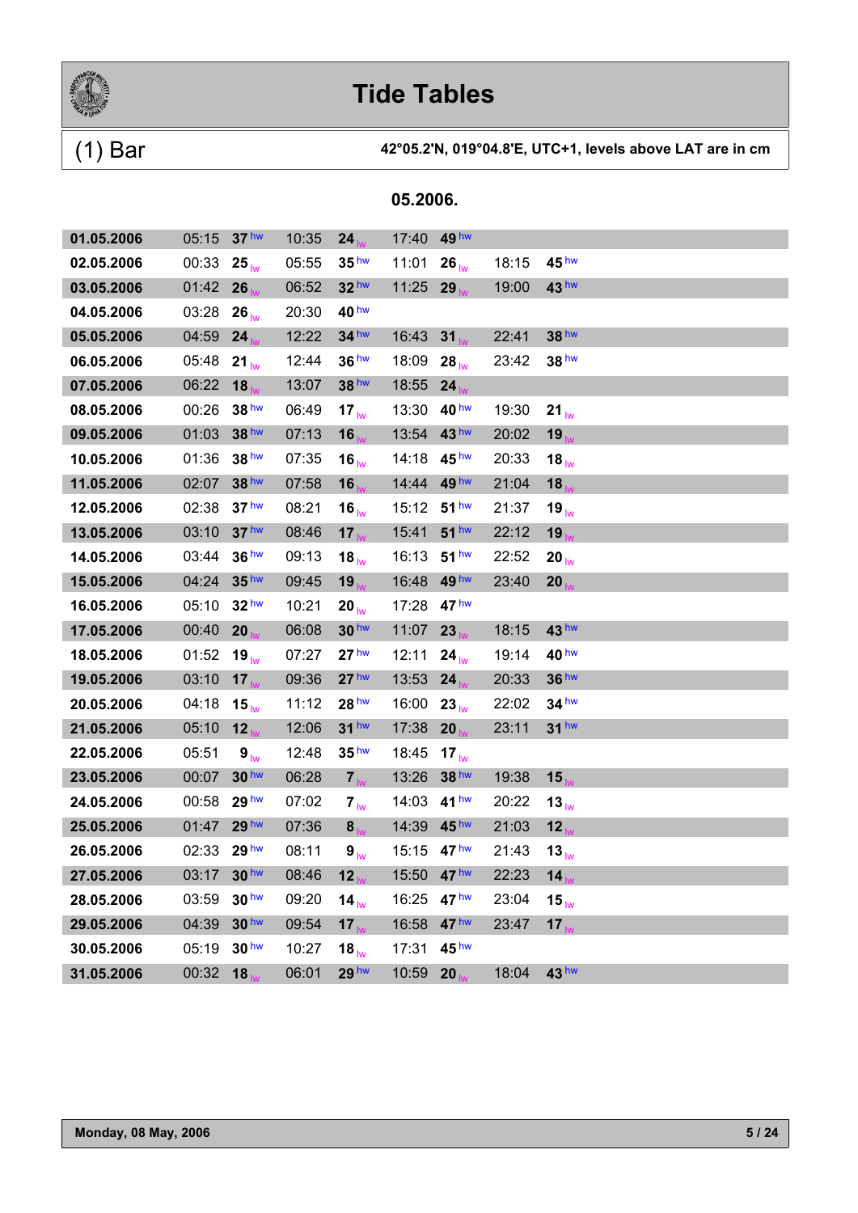# Tide Tables

## (1) Bar

**42°05.2'N, 019°04.8'E, UTC+1, levels above LAT are in cm**

### 05.2006.

| Date | Time | Level | Time | Level | Time | Level | Time | Level |
|---|---|---|---|---|---|---|---|---|
| **01.05.2006** | 05:15 | **37** hw | 10:35 | **24** lw | 17:40 | **49** hw | | |
| **02.05.2006** | 00:33 | **25** lw | 05:55 | **35** hw | 11:01 | **26** lw | 18:15 | **45** hw |
| **03.05.2006** | 01:42 | **26** lw | 06:52 | **32** hw | 11:25 | **29** lw | 19:00 | **43** hw |
| **04.05.2006** | 03:28 | **26** lw | 20:30 | **40** hw | | | | |
| **05.05.2006** | 04:59 | **24** lw | 12:22 | **34** hw | 16:43 | **31** lw | 22:41 | **38** hw |
| **06.05.2006** | 05:48 | **21** lw | 12:44 | **36** hw | 18:09 | **28** lw | 23:42 | **38** hw |
| **07.05.2006** | 06:22 | **18** lw | 13:07 | **38** hw | 18:55 | **24** lw | | |
| **08.05.2006** | 00:26 | **38** hw | 06:49 | **17** lw | 13:30 | **40** hw | 19:30 | **21** lw |
| **09.05.2006** | 01:03 | **38** hw | 07:13 | **16** lw | 13:54 | **43** hw | 20:02 | **19** lw |
| **10.05.2006** | 01:36 | **38** hw | 07:35 | **16** lw | 14:18 | **45** hw | 20:33 | **18** lw |
| **11.05.2006** | 02:07 | **38** hw | 07:58 | **16** lw | 14:44 | **49** hw | 21:04 | **18** lw |
| **12.05.2006** | 02:38 | **37** hw | 08:21 | **16** lw | 15:12 | **51** hw | 21:37 | **19** lw |
| **13.05.2006** | 03:10 | **37** hw | 08:46 | **17** lw | 15:41 | **51** hw | 22:12 | **19** lw |
| **14.05.2006** | 03:44 | **36** hw | 09:13 | **18** lw | 16:13 | **51** hw | 22:52 | **20** lw |
| **15.05.2006** | 04:24 | **35** hw | 09:45 | **19** lw | 16:48 | **49** hw | 23:40 | **20** lw |
| **16.05.2006** | 05:10 | **32** hw | 10:21 | **20** lw | 17:28 | **47** hw | | |
| **17.05.2006** | 00:40 | **20** lw | 06:08 | **30** hw | 11:07 | **23** lw | 18:15 | **43** hw |
| **18.05.2006** | 01:52 | **19** lw | 07:27 | **27** hw | 12:11 | **24** lw | 19:14 | **40** hw |
| **19.05.2006** | 03:10 | **17** lw | 09:36 | **27** hw | 13:53 | **24** lw | 20:33 | **36** hw |
| **20.05.2006** | 04:18 | **15** lw | 11:12 | **28** hw | 16:00 | **23** lw | 22:02 | **34** hw |
| **21.05.2006** | 05:10 | **12** lw | 12:06 | **31** hw | 17:38 | **20** lw | 23:11 | **31** hw |
| **22.05.2006** | 05:51 | **9** lw | 12:48 | **35** hw | 18:45 | **17** lw | | |
| **23.05.2006** | 00:07 | **30** hw | 06:28 | **7** lw | 13:26 | **38** hw | 19:38 | **15** lw |
| **24.05.2006** | 00:58 | **29** hw | 07:02 | **7** lw | 14:03 | **41** hw | 20:22 | **13** lw |
| **25.05.2006** | 01:47 | **29** hw | 07:36 | **8** lw | 14:39 | **45** hw | 21:03 | **12** lw |
| **26.05.2006** | 02:33 | **29** hw | 08:11 | **9** lw | 15:15 | **47** hw | 21:43 | **13** lw |
| **27.05.2006** | 03:17 | **30** hw | 08:46 | **12** lw | 15:50 | **47** hw | 22:23 | **14** lw |
| **28.05.2006** | 03:59 | **30** hw | 09:20 | **14** lw | 16:25 | **47** hw | 23:04 | **15** lw |
| **29.05.2006** | 04:39 | **30** hw | 09:54 | **17** lw | 16:58 | **47** hw | 23:47 | **17** lw |
| **30.05.2006** | 05:19 | **30** hw | 10:27 | **18** lw | 17:31 | **45** hw | | |
| **31.05.2006** | 00:32 | **18** lw | 06:01 | **29** hw | 10:59 | **20** lw | 18:04 | **43** hw |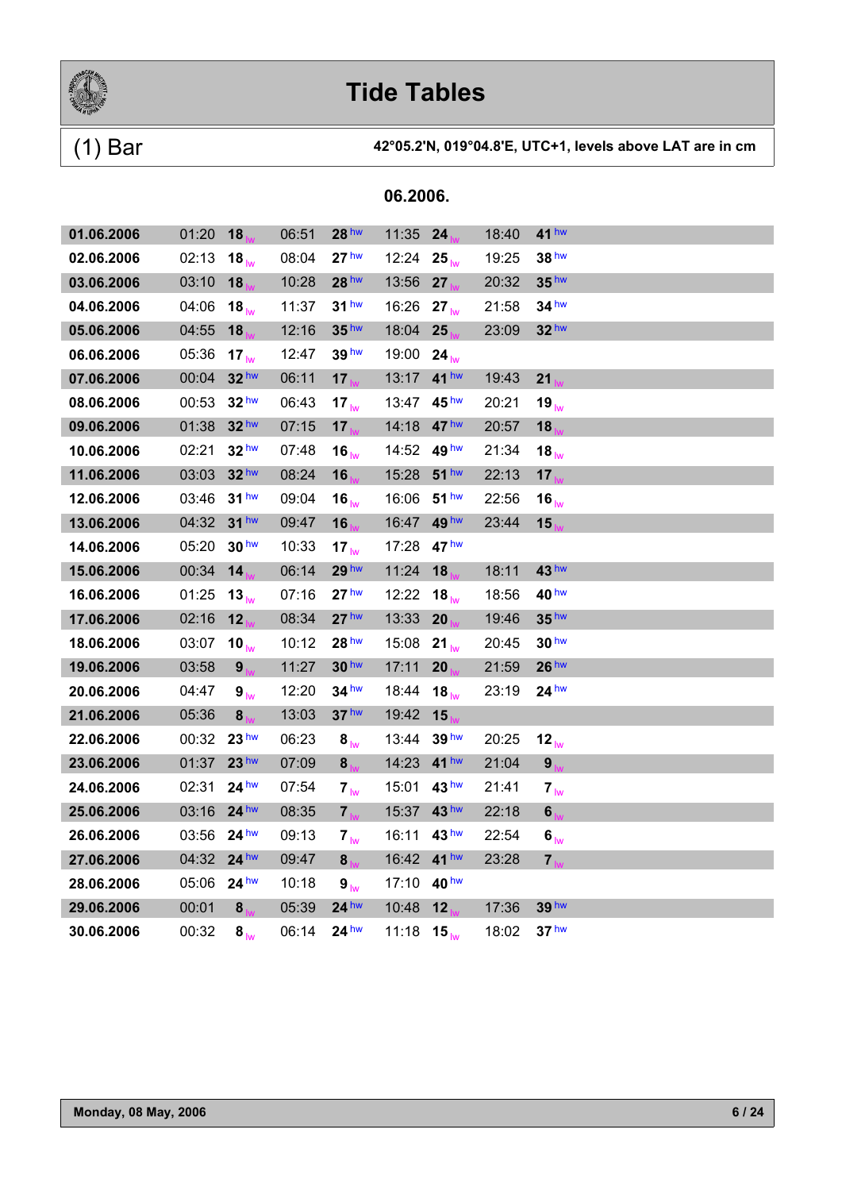# Tide Tables

## (1) Bar

**42°05.2'N, 019°04.8'E, UTC+1, levels above LAT are in cm**

**06.2006.**

| Date | Time | Level | Time | Level | Time | Level | Time | Level |
|---|---|---|---|---|---|---|---|---|
| **01.06.2006** | 01:20 | **18** lw | 06:51 | **28** hw | 11:35 | **24** lw | 18:40 | **41** hw |
| **02.06.2006** | 02:13 | **18** lw | 08:04 | **27** hw | 12:24 | **25** lw | 19:25 | **38** hw |
| **03.06.2006** | 03:10 | **18** lw | 10:28 | **28** hw | 13:56 | **27** lw | 20:32 | **35** hw |
| **04.06.2006** | 04:06 | **18** lw | 11:37 | **31** hw | 16:26 | **27** lw | 21:58 | **34** hw |
| **05.06.2006** | 04:55 | **18** lw | 12:16 | **35** hw | 18:04 | **25** lw | 23:09 | **32** hw |
| **06.06.2006** | 05:36 | **17** lw | 12:47 | **39** hw | 19:00 | **24** lw | | |
| **07.06.2006** | 00:04 | **32** hw | 06:11 | **17** lw | 13:17 | **41** hw | 19:43 | **21** lw |
| **08.06.2006** | 00:53 | **32** hw | 06:43 | **17** lw | 13:47 | **45** hw | 20:21 | **19** lw |
| **09.06.2006** | 01:38 | **32** hw | 07:15 | **17** lw | 14:18 | **47** hw | 20:57 | **18** lw |
| **10.06.2006** | 02:21 | **32** hw | 07:48 | **16** lw | 14:52 | **49** hw | 21:34 | **18** lw |
| **11.06.2006** | 03:03 | **32** hw | 08:24 | **16** lw | 15:28 | **51** hw | 22:13 | **17** lw |
| **12.06.2006** | 03:46 | **31** hw | 09:04 | **16** lw | 16:06 | **51** hw | 22:56 | **16** lw |
| **13.06.2006** | 04:32 | **31** hw | 09:47 | **16** lw | 16:47 | **49** hw | 23:44 | **15** lw |
| **14.06.2006** | 05:20 | **30** hw | 10:33 | **17** lw | 17:28 | **47** hw | | |
| **15.06.2006** | 00:34 | **14** lw | 06:14 | **29** hw | 11:24 | **18** lw | 18:11 | **43** hw |
| **16.06.2006** | 01:25 | **13** lw | 07:16 | **27** hw | 12:22 | **18** lw | 18:56 | **40** hw |
| **17.06.2006** | 02:16 | **12** lw | 08:34 | **27** hw | 13:33 | **20** lw | 19:46 | **35** hw |
| **18.06.2006** | 03:07 | **10** lw | 10:12 | **28** hw | 15:08 | **21** lw | 20:45 | **30** hw |
| **19.06.2006** | 03:58 | **9** lw | 11:27 | **30** hw | 17:11 | **20** lw | 21:59 | **26** hw |
| **20.06.2006** | 04:47 | **9** lw | 12:20 | **34** hw | 18:44 | **18** lw | 23:19 | **24** hw |
| **21.06.2006** | 05:36 | **8** lw | 13:03 | **37** hw | 19:42 | **15** lw | | |
| **22.06.2006** | 00:32 | **23** hw | 06:23 | **8** lw | 13:44 | **39** hw | 20:25 | **12** lw |
| **23.06.2006** | 01:37 | **23** hw | 07:09 | **8** lw | 14:23 | **41** hw | 21:04 | **9** lw |
| **24.06.2006** | 02:31 | **24** hw | 07:54 | **7** lw | 15:01 | **43** hw | 21:41 | **7** lw |
| **25.06.2006** | 03:16 | **24** hw | 08:35 | **7** lw | 15:37 | **43** hw | 22:18 | **6** lw |
| **26.06.2006** | 03:56 | **24** hw | 09:13 | **7** lw | 16:11 | **43** hw | 22:54 | **6** lw |
| **27.06.2006** | 04:32 | **24** hw | 09:47 | **8** lw | 16:42 | **41** hw | 23:28 | **7** lw |
| **28.06.2006** | 05:06 | **24** hw | 10:18 | **9** lw | 17:10 | **40** hw | | |
| **29.06.2006** | 00:01 | **8** lw | 05:39 | **24** hw | 10:48 | **12** lw | 17:36 | **39** hw |
| **30.06.2006** | 00:32 | **8** lw | 06:14 | **24** hw | 11:18 | **15** lw | 18:02 | **37** hw |

**Monday, 08 May, 2006**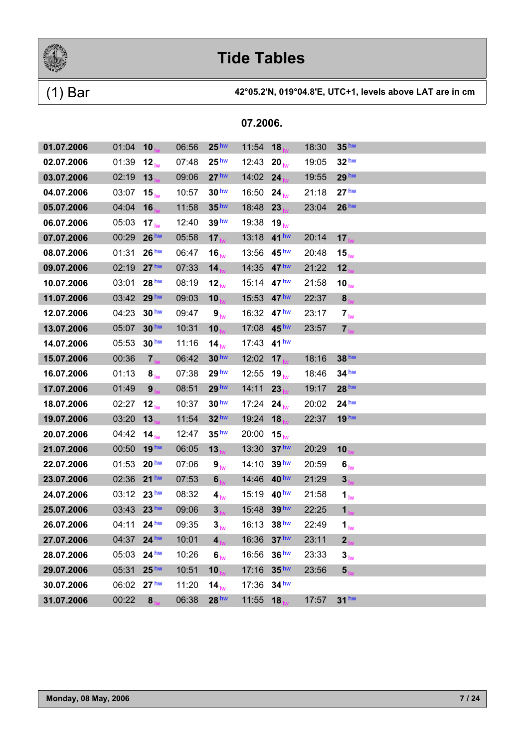# Tide Tables

## (1) Bar

**42°05.2'N, 019°04.8'E, UTC+1, levels above LAT are in cm**

**07.2006.**

| Date | Time | Level | Time | Level | Time | Level | Time | Level |
|---|---|---|---|---|---|---|---|---|
| **01.07.2006** | 01:04 | **10** lw | 06:56 | **25** hw | 11:54 | **18** lw | 18:30 | **35** hw |
| **02.07.2006** | 01:39 | **12** lw | 07:48 | **25** hw | 12:43 | **20** lw | 19:05 | **32** hw |
| **03.07.2006** | 02:19 | **13** lw | 09:06 | **27** hw | 14:02 | **24** lw | 19:55 | **29** hw |
| **04.07.2006** | 03:07 | **15** lw | 10:57 | **30** hw | 16:50 | **24** lw | 21:18 | **27** hw |
| **05.07.2006** | 04:04 | **16** lw | 11:58 | **35** hw | 18:48 | **23** lw | 23:04 | **26** hw |
| **06.07.2006** | 05:03 | **17** lw | 12:40 | **39** hw | 19:38 | **19** lw | | |
| **07.07.2006** | 00:29 | **26** hw | 05:58 | **17** lw | 13:18 | **41** hw | 20:14 | **17** lw |
| **08.07.2006** | 01:31 | **26** hw | 06:47 | **16** lw | 13:56 | **45** hw | 20:48 | **15** lw |
| **09.07.2006** | 02:19 | **27** hw | 07:33 | **14** lw | 14:35 | **47** hw | 21:22 | **12** lw |
| **10.07.2006** | 03:01 | **28** hw | 08:19 | **12** lw | 15:14 | **47** hw | 21:58 | **10** lw |
| **11.07.2006** | 03:42 | **29** hw | 09:03 | **10** lw | 15:53 | **47** hw | 22:37 | **8** lw |
| **12.07.2006** | 04:23 | **30** hw | 09:47 | **9** lw | 16:32 | **47** hw | 23:17 | **7** lw |
| **13.07.2006** | 05:07 | **30** hw | 10:31 | **10** lw | 17:08 | **45** hw | 23:57 | **7** lw |
| **14.07.2006** | 05:53 | **30** hw | 11:16 | **14** lw | 17:43 | **41** hw | | |
| **15.07.2006** | 00:36 | **7** lw | 06:42 | **30** hw | 12:02 | **17** lw | 18:16 | **38** hw |
| **16.07.2006** | 01:13 | **8** lw | 07:38 | **29** hw | 12:55 | **19** lw | 18:46 | **34** hw |
| **17.07.2006** | 01:49 | **9** lw | 08:51 | **29** hw | 14:11 | **23** lw | 19:17 | **28** hw |
| **18.07.2006** | 02:27 | **12** lw | 10:37 | **30** hw | 17:24 | **24** lw | 20:02 | **24** hw |
| **19.07.2006** | 03:20 | **13** lw | 11:54 | **32** hw | 19:24 | **18** lw | 22:37 | **19** hw |
| **20.07.2006** | 04:42 | **14** lw | 12:47 | **35** hw | 20:00 | **15** lw | | |
| **21.07.2006** | 00:50 | **19** hw | 06:05 | **13** lw | 13:30 | **37** hw | 20:29 | **10** lw |
| **22.07.2006** | 01:53 | **20** hw | 07:06 | **9** lw | 14:10 | **39** hw | 20:59 | **6** lw |
| **23.07.2006** | 02:36 | **21** hw | 07:53 | **6** lw | 14:46 | **40** hw | 21:29 | **3** lw |
| **24.07.2006** | 03:12 | **23** hw | 08:32 | **4** lw | 15:19 | **40** hw | 21:58 | **1** lw |
| **25.07.2006** | 03:43 | **23** hw | 09:06 | **3** lw | 15:48 | **39** hw | 22:25 | **1** lw |
| **26.07.2006** | 04:11 | **24** hw | 09:35 | **3** lw | 16:13 | **38** hw | 22:49 | **1** lw |
| **27.07.2006** | 04:37 | **24** hw | 10:01 | **4** lw | 16:36 | **37** hw | 23:11 | **2** lw |
| **28.07.2006** | 05:03 | **24** hw | 10:26 | **6** lw | 16:56 | **36** hw | 23:33 | **3** lw |
| **29.07.2006** | 05:31 | **25** hw | 10:51 | **10** lw | 17:16 | **35** hw | 23:56 | **5** lw |
| **30.07.2006** | 06:02 | **27** hw | 11:20 | **14** lw | 17:36 | **34** hw | | |
| **31.07.2006** | 00:22 | **8** lw | 06:38 | **28** hw | 11:55 | **18** lw | 17:57 | **31** hw |

**Monday, 08 May, 2006**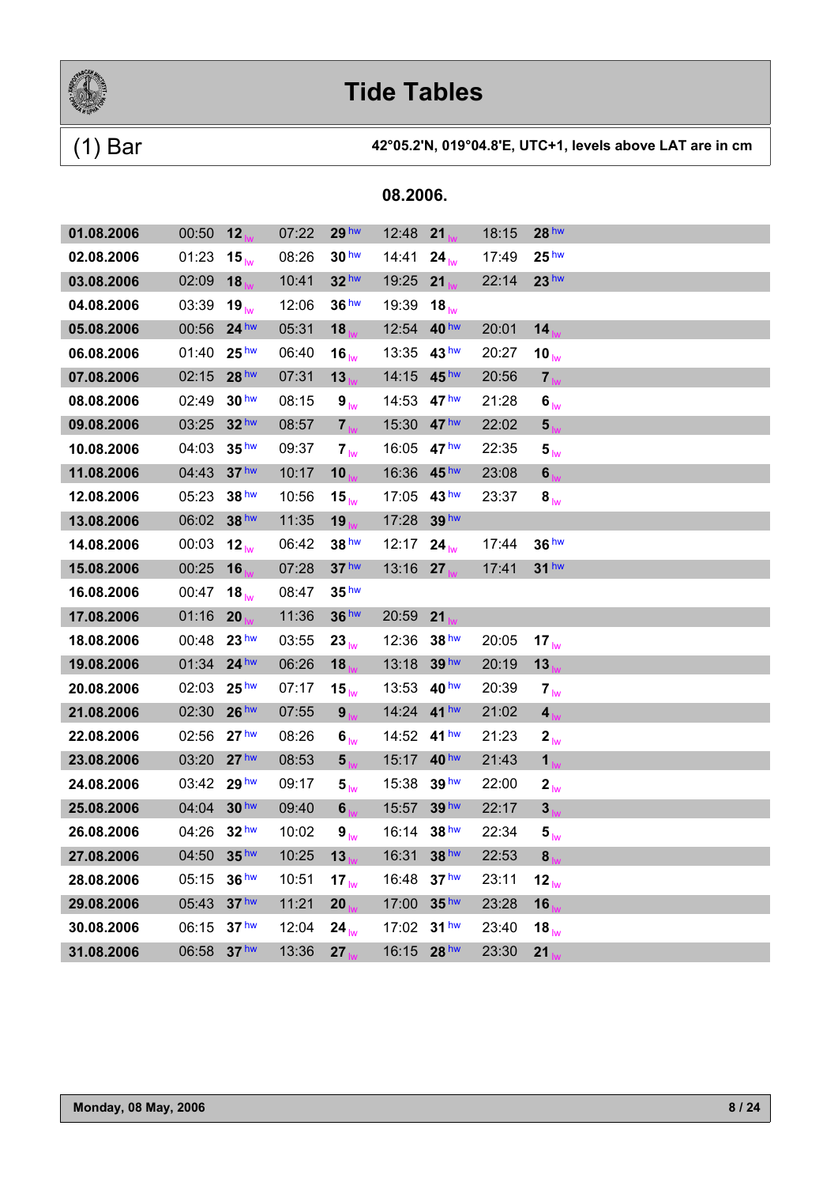# Tide Tables

## (1) Bar

**42°05.2'N, 019°04.8'E, UTC+1, levels above LAT are in cm**

### 08.2006.

| Date | Time | Level | Time | Level | Time | Level | Time | Level |
|---|---|---|---|---|---|---|---|---|
| **01.08.2006** | 00:50 | **12** lw | 07:22 | **29** hw | 12:48 | **21** lw | 18:15 | **28** hw |
| **02.08.2006** | 01:23 | **15** lw | 08:26 | **30** hw | 14:41 | **24** lw | 17:49 | **25** hw |
| **03.08.2006** | 02:09 | **18** lw | 10:41 | **32** hw | 19:25 | **21** lw | 22:14 | **23** hw |
| **04.08.2006** | 03:39 | **19** lw | 12:06 | **36** hw | 19:39 | **18** lw | | |
| **05.08.2006** | 00:56 | **24** hw | 05:31 | **18** lw | 12:54 | **40** hw | 20:01 | **14** lw |
| **06.08.2006** | 01:40 | **25** hw | 06:40 | **16** lw | 13:35 | **43** hw | 20:27 | **10** lw |
| **07.08.2006** | 02:15 | **28** hw | 07:31 | **13** lw | 14:15 | **45** hw | 20:56 | **7** lw |
| **08.08.2006** | 02:49 | **30** hw | 08:15 | **9** lw | 14:53 | **47** hw | 21:28 | **6** lw |
| **09.08.2006** | 03:25 | **32** hw | 08:57 | **7** lw | 15:30 | **47** hw | 22:02 | **5** lw |
| **10.08.2006** | 04:03 | **35** hw | 09:37 | **7** lw | 16:05 | **47** hw | 22:35 | **5** lw |
| **11.08.2006** | 04:43 | **37** hw | 10:17 | **10** lw | 16:36 | **45** hw | 23:08 | **6** lw |
| **12.08.2006** | 05:23 | **38** hw | 10:56 | **15** lw | 17:05 | **43** hw | 23:37 | **8** lw |
| **13.08.2006** | 06:02 | **38** hw | 11:35 | **19** lw | 17:28 | **39** hw | | |
| **14.08.2006** | 00:03 | **12** lw | 06:42 | **38** hw | 12:17 | **24** lw | 17:44 | **36** hw |
| **15.08.2006** | 00:25 | **16** lw | 07:28 | **37** hw | 13:16 | **27** lw | 17:41 | **31** hw |
| **16.08.2006** | 00:47 | **18** lw | 08:47 | **35** hw | | | | |
| **17.08.2006** | 01:16 | **20** lw | 11:36 | **36** hw | 20:59 | **21** lw | | |
| **18.08.2006** | 00:48 | **23** hw | 03:55 | **23** lw | 12:36 | **38** hw | 20:05 | **17** lw |
| **19.08.2006** | 01:34 | **24** hw | 06:26 | **18** lw | 13:18 | **39** hw | 20:19 | **13** lw |
| **20.08.2006** | 02:03 | **25** hw | 07:17 | **15** lw | 13:53 | **40** hw | 20:39 | **7** lw |
| **21.08.2006** | 02:30 | **26** hw | 07:55 | **9** lw | 14:24 | **41** hw | 21:02 | **4** lw |
| **22.08.2006** | 02:56 | **27** hw | 08:26 | **6** lw | 14:52 | **41** hw | 21:23 | **2** lw |
| **23.08.2006** | 03:20 | **27** hw | 08:53 | **5** lw | 15:17 | **40** hw | 21:43 | **1** lw |
| **24.08.2006** | 03:42 | **29** hw | 09:17 | **5** lw | 15:38 | **39** hw | 22:00 | **2** lw |
| **25.08.2006** | 04:04 | **30** hw | 09:40 | **6** lw | 15:57 | **39** hw | 22:17 | **3** lw |
| **26.08.2006** | 04:26 | **32** hw | 10:02 | **9** lw | 16:14 | **38** hw | 22:34 | **5** lw |
| **27.08.2006** | 04:50 | **35** hw | 10:25 | **13** lw | 16:31 | **38** hw | 22:53 | **8** lw |
| **28.08.2006** | 05:15 | **36** hw | 10:51 | **17** lw | 16:48 | **37** hw | 23:11 | **12** lw |
| **29.08.2006** | 05:43 | **37** hw | 11:21 | **20** lw | 17:00 | **35** hw | 23:28 | **16** lw |
| **30.08.2006** | 06:15 | **37** hw | 12:04 | **24** lw | 17:02 | **31** hw | 23:40 | **18** lw |
| **31.08.2006** | 06:58 | **37** hw | 13:36 | **27** lw | 16:15 | **28** hw | 23:30 | **21** lw |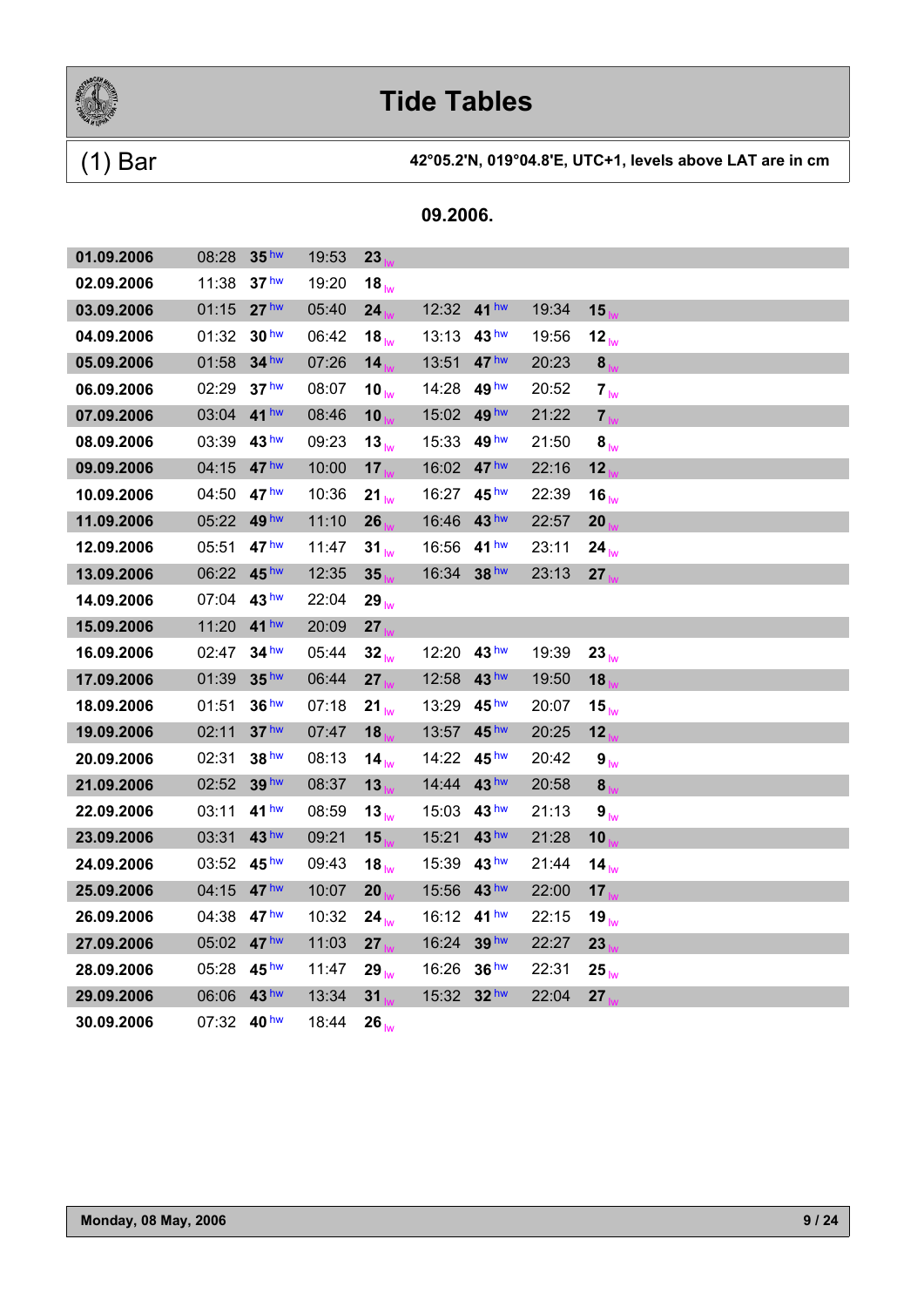# Tide Tables

## (1) Bar

**42°05.2'N, 019°04.8'E, UTC+1, levels above LAT are in cm**

### 09.2006.

| Date | Time | Level | Time | Level | Time | Level | Time | Level |
|---|---|---|---|---|---|---|---|---|
| **01.09.2006** | 08:28 | **35** hw | 19:53 | **23** lw | | | | |
| **02.09.2006** | 11:38 | **37** hw | 19:20 | **18** lw | | | | |
| **03.09.2006** | 01:15 | **27** hw | 05:40 | **24** lw | 12:32 | **41** hw | 19:34 | **15** lw |
| **04.09.2006** | 01:32 | **30** hw | 06:42 | **18** lw | 13:13 | **43** hw | 19:56 | **12** lw |
| **05.09.2006** | 01:58 | **34** hw | 07:26 | **14** lw | 13:51 | **47** hw | 20:23 | **8** lw |
| **06.09.2006** | 02:29 | **37** hw | 08:07 | **10** lw | 14:28 | **49** hw | 20:52 | **7** lw |
| **07.09.2006** | 03:04 | **41** hw | 08:46 | **10** lw | 15:02 | **49** hw | 21:22 | **7** lw |
| **08.09.2006** | 03:39 | **43** hw | 09:23 | **13** lw | 15:33 | **49** hw | 21:50 | **8** lw |
| **09.09.2006** | 04:15 | **47** hw | 10:00 | **17** lw | 16:02 | **47** hw | 22:16 | **12** lw |
| **10.09.2006** | 04:50 | **47** hw | 10:36 | **21** lw | 16:27 | **45** hw | 22:39 | **16** lw |
| **11.09.2006** | 05:22 | **49** hw | 11:10 | **26** lw | 16:46 | **43** hw | 22:57 | **20** lw |
| **12.09.2006** | 05:51 | **47** hw | 11:47 | **31** lw | 16:56 | **41** hw | 23:11 | **24** lw |
| **13.09.2006** | 06:22 | **45** hw | 12:35 | **35** lw | 16:34 | **38** hw | 23:13 | **27** lw |
| **14.09.2006** | 07:04 | **43** hw | 22:04 | **29** lw | | | | |
| **15.09.2006** | 11:20 | **41** hw | 20:09 | **27** lw | | | | |
| **16.09.2006** | 02:47 | **34** hw | 05:44 | **32** lw | 12:20 | **43** hw | 19:39 | **23** lw |
| **17.09.2006** | 01:39 | **35** hw | 06:44 | **27** lw | 12:58 | **43** hw | 19:50 | **18** lw |
| **18.09.2006** | 01:51 | **36** hw | 07:18 | **21** lw | 13:29 | **45** hw | 20:07 | **15** lw |
| **19.09.2006** | 02:11 | **37** hw | 07:47 | **18** lw | 13:57 | **45** hw | 20:25 | **12** lw |
| **20.09.2006** | 02:31 | **38** hw | 08:13 | **14** lw | 14:22 | **45** hw | 20:42 | **9** lw |
| **21.09.2006** | 02:52 | **39** hw | 08:37 | **13** lw | 14:44 | **43** hw | 20:58 | **8** lw |
| **22.09.2006** | 03:11 | **41** hw | 08:59 | **13** lw | 15:03 | **43** hw | 21:13 | **9** lw |
| **23.09.2006** | 03:31 | **43** hw | 09:21 | **15** lw | 15:21 | **43** hw | 21:28 | **10** lw |
| **24.09.2006** | 03:52 | **45** hw | 09:43 | **18** lw | 15:39 | **43** hw | 21:44 | **14** lw |
| **25.09.2006** | 04:15 | **47** hw | 10:07 | **20** lw | 15:56 | **43** hw | 22:00 | **17** lw |
| **26.09.2006** | 04:38 | **47** hw | 10:32 | **24** lw | 16:12 | **41** hw | 22:15 | **19** lw |
| **27.09.2006** | 05:02 | **47** hw | 11:03 | **27** lw | 16:24 | **39** hw | 22:27 | **23** lw |
| **28.09.2006** | 05:28 | **45** hw | 11:47 | **29** lw | 16:26 | **36** hw | 22:31 | **25** lw |
| **29.09.2006** | 06:06 | **43** hw | 13:34 | **31** lw | 15:32 | **32** hw | 22:04 | **27** lw |
| **30.09.2006** | 07:32 | **40** hw | 18:44 | **26** lw | | | | |

**Monday, 08 May, 2006**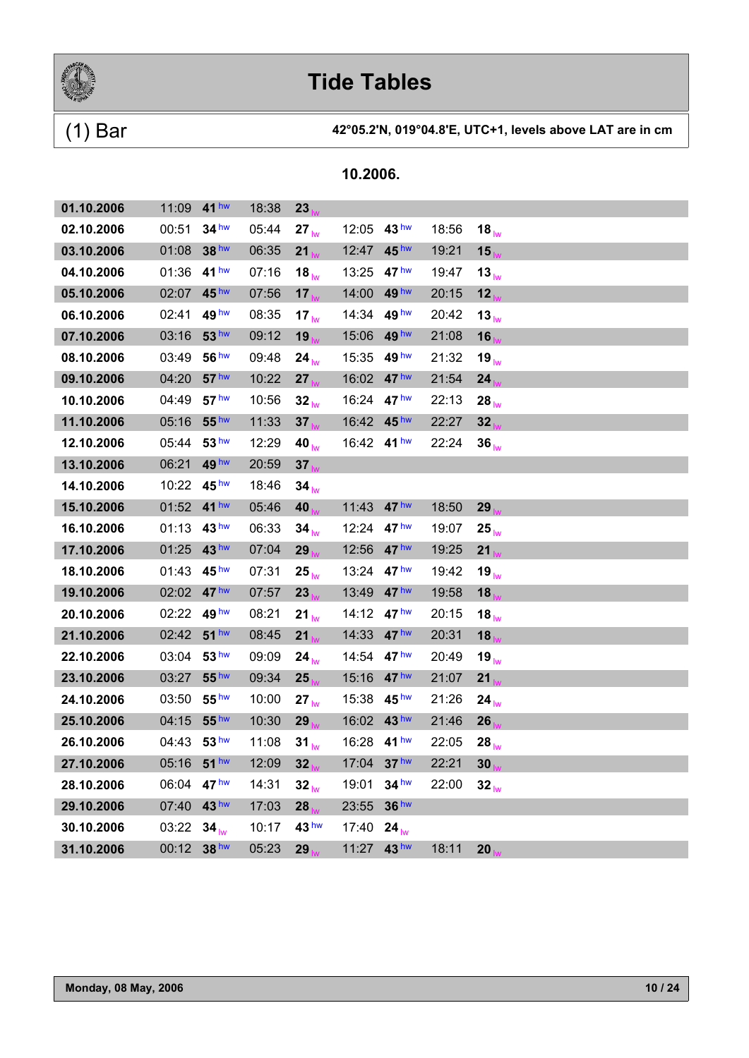# Tide Tables

## (1) Bar

**42°05.2'N, 019°04.8'E, UTC+1, levels above LAT are in cm**

### 10.2006.

| Date | Time | Level | Time | Level | Time | Level | Time | Level |
|---|---|---|---|---|---|---|---|---|
| **01.10.2006** | 11:09 | **41** hw | 18:38 | **23** lw | | | | |
| **02.10.2006** | 00:51 | **34** hw | 05:44 | **27** lw | 12:05 | **43** hw | 18:56 | **18** lw |
| **03.10.2006** | 01:08 | **38** hw | 06:35 | **21** lw | 12:47 | **45** hw | 19:21 | **15** lw |
| **04.10.2006** | 01:36 | **41** hw | 07:16 | **18** lw | 13:25 | **47** hw | 19:47 | **13** lw |
| **05.10.2006** | 02:07 | **45** hw | 07:56 | **17** lw | 14:00 | **49** hw | 20:15 | **12** lw |
| **06.10.2006** | 02:41 | **49** hw | 08:35 | **17** lw | 14:34 | **49** hw | 20:42 | **13** lw |
| **07.10.2006** | 03:16 | **53** hw | 09:12 | **19** lw | 15:06 | **49** hw | 21:08 | **16** lw |
| **08.10.2006** | 03:49 | **56** hw | 09:48 | **24** lw | 15:35 | **49** hw | 21:32 | **19** lw |
| **09.10.2006** | 04:20 | **57** hw | 10:22 | **27** lw | 16:02 | **47** hw | 21:54 | **24** lw |
| **10.10.2006** | 04:49 | **57** hw | 10:56 | **32** lw | 16:24 | **47** hw | 22:13 | **28** lw |
| **11.10.2006** | 05:16 | **55** hw | 11:33 | **37** lw | 16:42 | **45** hw | 22:27 | **32** lw |
| **12.10.2006** | 05:44 | **53** hw | 12:29 | **40** lw | 16:42 | **41** hw | 22:24 | **36** lw |
| **13.10.2006** | 06:21 | **49** hw | 20:59 | **37** lw | | | | |
| **14.10.2006** | 10:22 | **45** hw | 18:46 | **34** lw | | | | |
| **15.10.2006** | 01:52 | **41** hw | 05:46 | **40** lw | 11:43 | **47** hw | 18:50 | **29** lw |
| **16.10.2006** | 01:13 | **43** hw | 06:33 | **34** lw | 12:24 | **47** hw | 19:07 | **25** lw |
| **17.10.2006** | 01:25 | **43** hw | 07:04 | **29** lw | 12:56 | **47** hw | 19:25 | **21** lw |
| **18.10.2006** | 01:43 | **45** hw | 07:31 | **25** lw | 13:24 | **47** hw | 19:42 | **19** lw |
| **19.10.2006** | 02:02 | **47** hw | 07:57 | **23** lw | 13:49 | **47** hw | 19:58 | **18** lw |
| **20.10.2006** | 02:22 | **49** hw | 08:21 | **21** lw | 14:12 | **47** hw | 20:15 | **18** lw |
| **21.10.2006** | 02:42 | **51** hw | 08:45 | **21** lw | 14:33 | **47** hw | 20:31 | **18** lw |
| **22.10.2006** | 03:04 | **53** hw | 09:09 | **24** lw | 14:54 | **47** hw | 20:49 | **19** lw |
| **23.10.2006** | 03:27 | **55** hw | 09:34 | **25** lw | 15:16 | **47** hw | 21:07 | **21** lw |
| **24.10.2006** | 03:50 | **55** hw | 10:00 | **27** lw | 15:38 | **45** hw | 21:26 | **24** lw |
| **25.10.2006** | 04:15 | **55** hw | 10:30 | **29** lw | 16:02 | **43** hw | 21:46 | **26** lw |
| **26.10.2006** | 04:43 | **53** hw | 11:08 | **31** lw | 16:28 | **41** hw | 22:05 | **28** lw |
| **27.10.2006** | 05:16 | **51** hw | 12:09 | **32** lw | 17:04 | **37** hw | 22:21 | **30** lw |
| **28.10.2006** | 06:04 | **47** hw | 14:31 | **32** lw | 19:01 | **34** hw | 22:00 | **32** lw |
| **29.10.2006** | 07:40 | **43** hw | 17:03 | **28** lw | 23:55 | **36** hw | | |
| **30.10.2006** | 03:22 | **34** lw | 10:17 | **43** hw | 17:40 | **24** lw | | |
| **31.10.2006** | 00:12 | **38** hw | 05:23 | **29** lw | 11:27 | **43** hw | 18:11 | **20** lw |

**Monday, 08 May, 2006**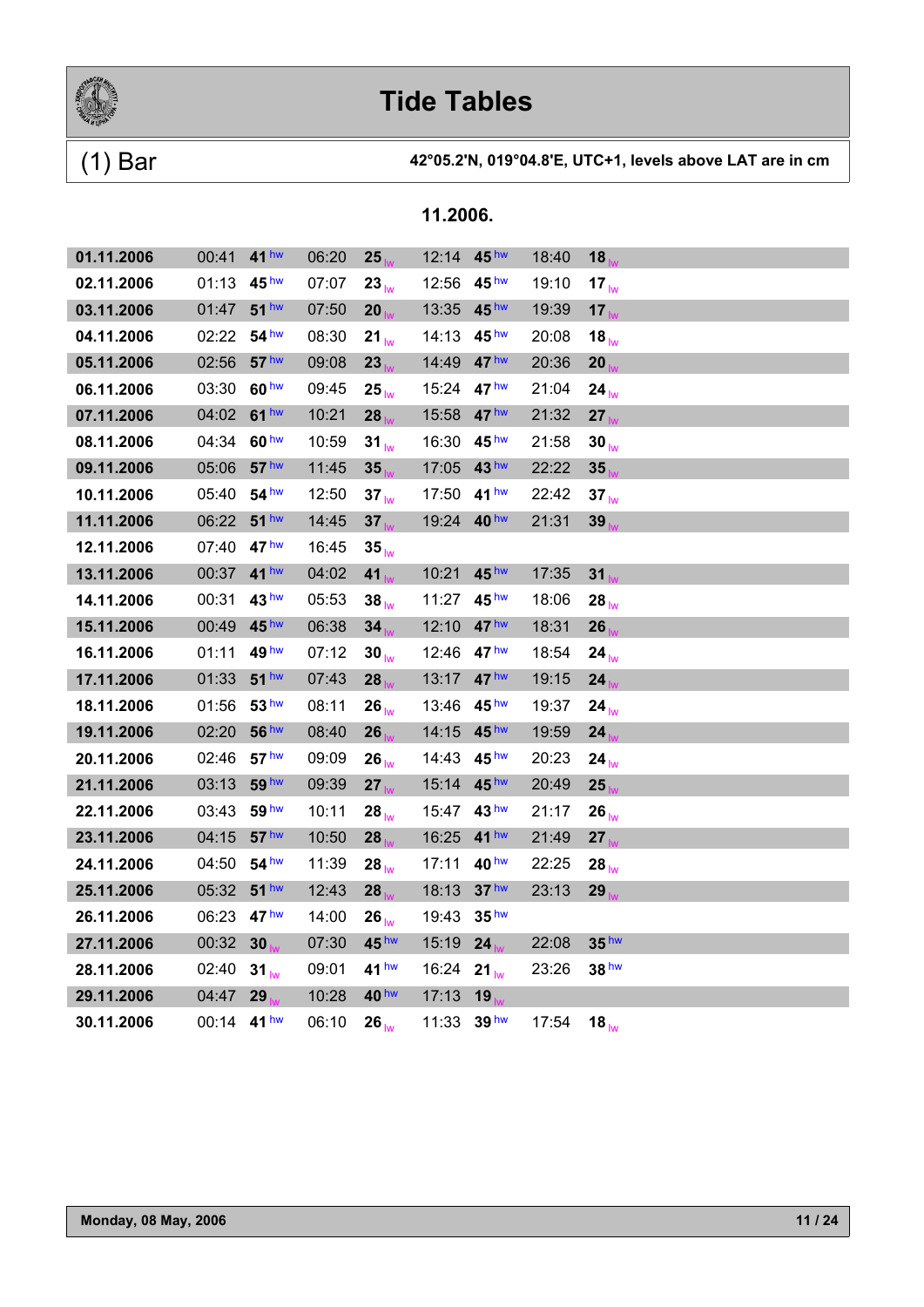# Tide Tables

## (1) Bar

**42°05.2'N, 019°04.8'E, UTC+1, levels above LAT are in cm**

### 11.2006.

| Date | Time | Level | Time | Level | Time | Level | Time | Level |
|---|---|---|---|---|---|---|---|---|
| **01.11.2006** | 00:41 | **41** hw | 06:20 | **25** lw | 12:14 | **45** hw | 18:40 | **18** lw |
| **02.11.2006** | 01:13 | **45** hw | 07:07 | **23** lw | 12:56 | **45** hw | 19:10 | **17** lw |
| **03.11.2006** | 01:47 | **51** hw | 07:50 | **20** lw | 13:35 | **45** hw | 19:39 | **17** lw |
| **04.11.2006** | 02:22 | **54** hw | 08:30 | **21** lw | 14:13 | **45** hw | 20:08 | **18** lw |
| **05.11.2006** | 02:56 | **57** hw | 09:08 | **23** lw | 14:49 | **47** hw | 20:36 | **20** lw |
| **06.11.2006** | 03:30 | **60** hw | 09:45 | **25** lw | 15:24 | **47** hw | 21:04 | **24** lw |
| **07.11.2006** | 04:02 | **61** hw | 10:21 | **28** lw | 15:58 | **47** hw | 21:32 | **27** lw |
| **08.11.2006** | 04:34 | **60** hw | 10:59 | **31** lw | 16:30 | **45** hw | 21:58 | **30** lw |
| **09.11.2006** | 05:06 | **57** hw | 11:45 | **35** lw | 17:05 | **43** hw | 22:22 | **35** lw |
| **10.11.2006** | 05:40 | **54** hw | 12:50 | **37** lw | 17:50 | **41** hw | 22:42 | **37** lw |
| **11.11.2006** | 06:22 | **51** hw | 14:45 | **37** lw | 19:24 | **40** hw | 21:31 | **39** lw |
| **12.11.2006** | 07:40 | **47** hw | 16:45 | **35** lw | | | | |
| **13.11.2006** | 00:37 | **41** hw | 04:02 | **41** lw | 10:21 | **45** hw | 17:35 | **31** lw |
| **14.11.2006** | 00:31 | **43** hw | 05:53 | **38** lw | 11:27 | **45** hw | 18:06 | **28** lw |
| **15.11.2006** | 00:49 | **45** hw | 06:38 | **34** lw | 12:10 | **47** hw | 18:31 | **26** lw |
| **16.11.2006** | 01:11 | **49** hw | 07:12 | **30** lw | 12:46 | **47** hw | 18:54 | **24** lw |
| **17.11.2006** | 01:33 | **51** hw | 07:43 | **28** lw | 13:17 | **47** hw | 19:15 | **24** lw |
| **18.11.2006** | 01:56 | **53** hw | 08:11 | **26** lw | 13:46 | **45** hw | 19:37 | **24** lw |
| **19.11.2006** | 02:20 | **56** hw | 08:40 | **26** lw | 14:15 | **45** hw | 19:59 | **24** lw |
| **20.11.2006** | 02:46 | **57** hw | 09:09 | **26** lw | 14:43 | **45** hw | 20:23 | **24** lw |
| **21.11.2006** | 03:13 | **59** hw | 09:39 | **27** lw | 15:14 | **45** hw | 20:49 | **25** lw |
| **22.11.2006** | 03:43 | **59** hw | 10:11 | **28** lw | 15:47 | **43** hw | 21:17 | **26** lw |
| **23.11.2006** | 04:15 | **57** hw | 10:50 | **28** lw | 16:25 | **41** hw | 21:49 | **27** lw |
| **24.11.2006** | 04:50 | **54** hw | 11:39 | **28** lw | 17:11 | **40** hw | 22:25 | **28** lw |
| **25.11.2006** | 05:32 | **51** hw | 12:43 | **28** lw | 18:13 | **37** hw | 23:13 | **29** lw |
| **26.11.2006** | 06:23 | **47** hw | 14:00 | **26** lw | 19:43 | **35** hw | | |
| **27.11.2006** | 00:32 | **30** lw | 07:30 | **45** hw | 15:19 | **24** lw | 22:08 | **35** hw |
| **28.11.2006** | 02:40 | **31** lw | 09:01 | **41** hw | 16:24 | **21** lw | 23:26 | **38** hw |
| **29.11.2006** | 04:47 | **29** lw | 10:28 | **40** hw | 17:13 | **19** lw | | |
| **30.11.2006** | 00:14 | **41** hw | 06:10 | **26** lw | 11:33 | **39** hw | 17:54 | **18** lw |

**Monday, 08 May, 2006**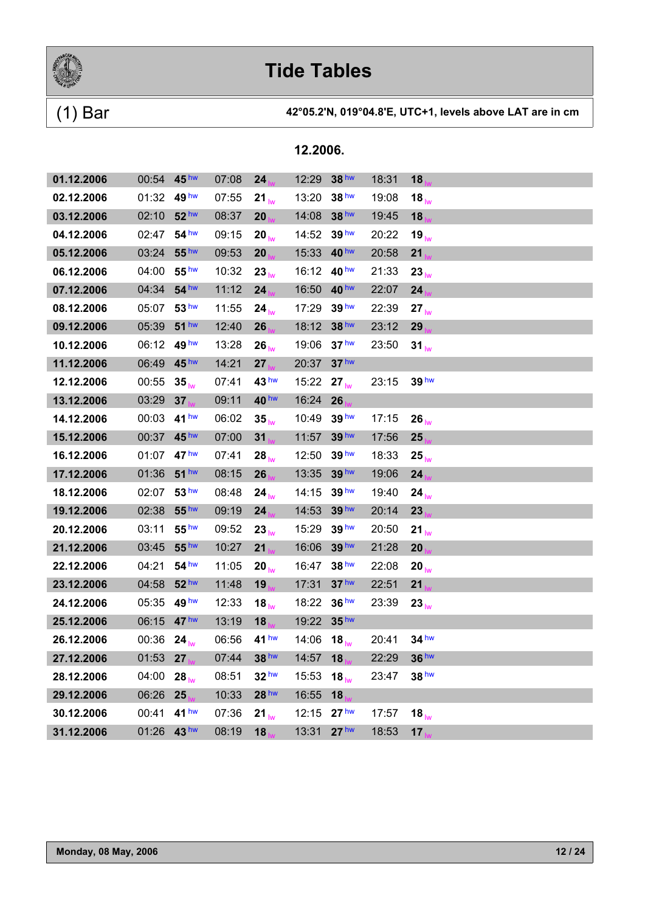# Tide Tables

## (1) Bar

**42°05.2'N, 019°04.8'E, UTC+1, levels above LAT are in cm**

### 12.2006.

| Date | Time | Level | Time | Level | Time | Level | Time | Level |
|---|---|---|---|---|---|---|---|---|
| **01.12.2006** | 00:54 | **45** hw | 07:08 | **24** lw | 12:29 | **38** hw | 18:31 | **18** lw |
| **02.12.2006** | 01:32 | **49** hw | 07:55 | **21** lw | 13:20 | **38** hw | 19:08 | **18** lw |
| **03.12.2006** | 02:10 | **52** hw | 08:37 | **20** lw | 14:08 | **38** hw | 19:45 | **18** lw |
| **04.12.2006** | 02:47 | **54** hw | 09:15 | **20** lw | 14:52 | **39** hw | 20:22 | **19** lw |
| **05.12.2006** | 03:24 | **55** hw | 09:53 | **20** lw | 15:33 | **40** hw | 20:58 | **21** lw |
| **06.12.2006** | 04:00 | **55** hw | 10:32 | **23** lw | 16:12 | **40** hw | 21:33 | **23** lw |
| **07.12.2006** | 04:34 | **54** hw | 11:12 | **24** lw | 16:50 | **40** hw | 22:07 | **24** lw |
| **08.12.2006** | 05:07 | **53** hw | 11:55 | **24** lw | 17:29 | **39** hw | 22:39 | **27** lw |
| **09.12.2006** | 05:39 | **51** hw | 12:40 | **26** lw | 18:12 | **38** hw | 23:12 | **29** lw |
| **10.12.2006** | 06:12 | **49** hw | 13:28 | **26** lw | 19:06 | **37** hw | 23:50 | **31** lw |
| **11.12.2006** | 06:49 | **45** hw | 14:21 | **27** lw | 20:37 | **37** hw | | |
| **12.12.2006** | 00:55 | **35** lw | 07:41 | **43** hw | 15:22 | **27** lw | 23:15 | **39** hw |
| **13.12.2006** | 03:29 | **37** lw | 09:11 | **40** hw | 16:24 | **26** lw | | |
| **14.12.2006** | 00:03 | **41** hw | 06:02 | **35** lw | 10:49 | **39** hw | 17:15 | **26** lw |
| **15.12.2006** | 00:37 | **45** hw | 07:00 | **31** lw | 11:57 | **39** hw | 17:56 | **25** lw |
| **16.12.2006** | 01:07 | **47** hw | 07:41 | **28** lw | 12:50 | **39** hw | 18:33 | **25** lw |
| **17.12.2006** | 01:36 | **51** hw | 08:15 | **26** lw | 13:35 | **39** hw | 19:06 | **24** lw |
| **18.12.2006** | 02:07 | **53** hw | 08:48 | **24** lw | 14:15 | **39** hw | 19:40 | **24** lw |
| **19.12.2006** | 02:38 | **55** hw | 09:19 | **24** lw | 14:53 | **39** hw | 20:14 | **23** lw |
| **20.12.2006** | 03:11 | **55** hw | 09:52 | **23** lw | 15:29 | **39** hw | 20:50 | **21** lw |
| **21.12.2006** | 03:45 | **55** hw | 10:27 | **21** lw | 16:06 | **39** hw | 21:28 | **20** lw |
| **22.12.2006** | 04:21 | **54** hw | 11:05 | **20** lw | 16:47 | **38** hw | 22:08 | **20** lw |
| **23.12.2006** | 04:58 | **52** hw | 11:48 | **19** lw | 17:31 | **37** hw | 22:51 | **21** lw |
| **24.12.2006** | 05:35 | **49** hw | 12:33 | **18** lw | 18:22 | **36** hw | 23:39 | **23** lw |
| **25.12.2006** | 06:15 | **47** hw | 13:19 | **18** lw | 19:22 | **35** hw | | |
| **26.12.2006** | 00:36 | **24** lw | 06:56 | **41** hw | 14:06 | **18** lw | 20:41 | **34** hw |
| **27.12.2006** | 01:53 | **27** lw | 07:44 | **38** hw | 14:57 | **18** lw | 22:29 | **36** hw |
| **28.12.2006** | 04:00 | **28** lw | 08:51 | **32** hw | 15:53 | **18** lw | 23:47 | **38** hw |
| **29.12.2006** | 06:26 | **25** lw | 10:33 | **28** hw | 16:55 | **18** lw | | |
| **30.12.2006** | 00:41 | **41** hw | 07:36 | **21** lw | 12:15 | **27** hw | 17:57 | **18** lw |
| **31.12.2006** | 01:26 | **43** hw | 08:19 | **18** lw | 13:31 | **27** hw | 18:53 | **17** lw |

**Monday, 08 May, 2006**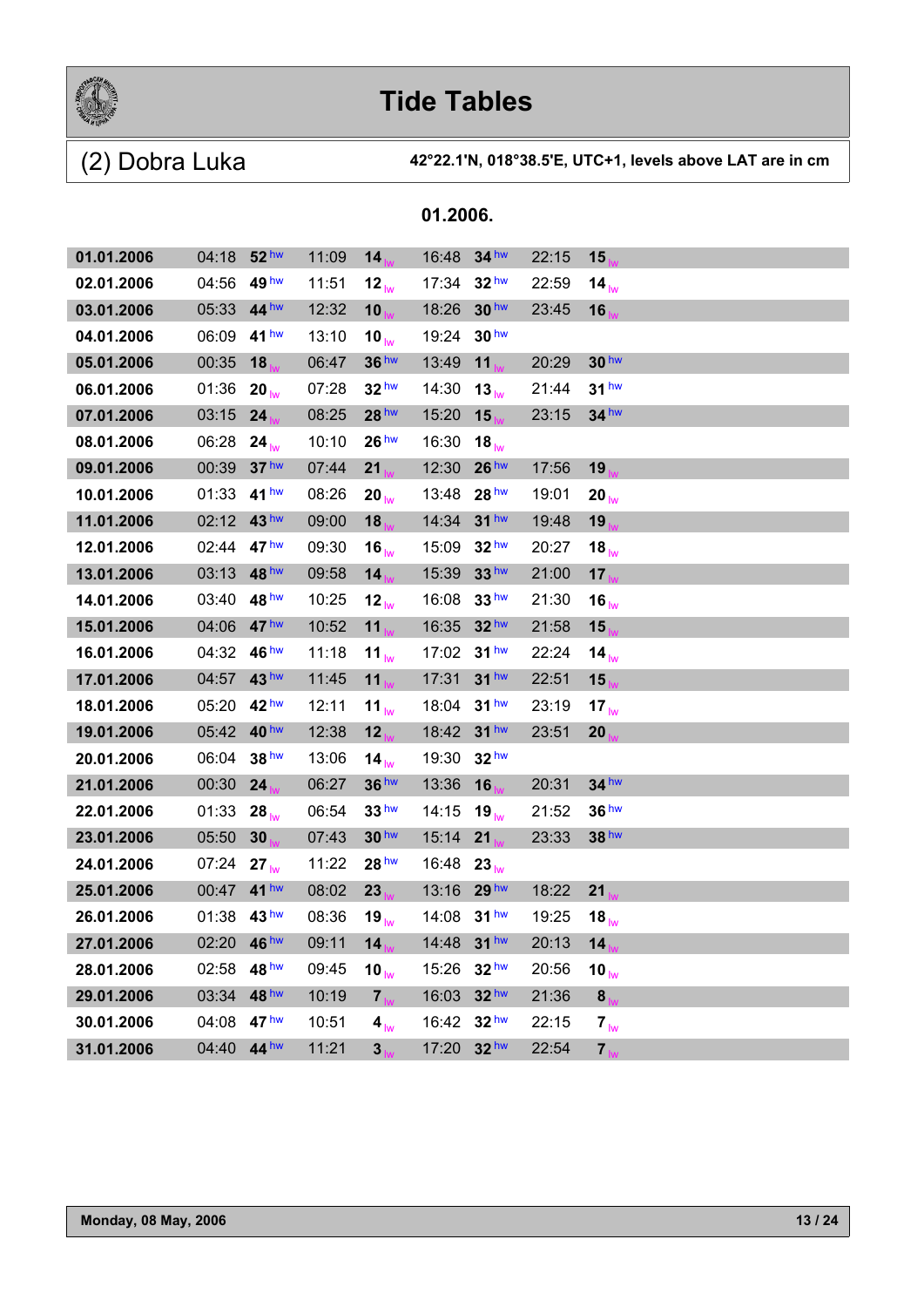# Tide Tables

## (2) Dobra Luka

**42°22.1'N, 018°38.5'E, UTC+1, levels above LAT are in cm**

### 01.2006.

| Date | Time | Level | Time | Level | Time | Level | Time | Level |
|---|---|---|---|---|---|---|---|---|
| **01.01.2006** | 04:18 | **52** hw | 11:09 | **14** lw | 16:48 | **34** hw | 22:15 | **15** lw |
| **02.01.2006** | 04:56 | **49** hw | 11:51 | **12** lw | 17:34 | **32** hw | 22:59 | **14** lw |
| **03.01.2006** | 05:33 | **44** hw | 12:32 | **10** lw | 18:26 | **30** hw | 23:45 | **16** lw |
| **04.01.2006** | 06:09 | **41** hw | 13:10 | **10** lw | 19:24 | **30** hw | | |
| **05.01.2006** | 00:35 | **18** lw | 06:47 | **36** hw | 13:49 | **11** lw | 20:29 | **30** hw |
| **06.01.2006** | 01:36 | **20** lw | 07:28 | **32** hw | 14:30 | **13** lw | 21:44 | **31** hw |
| **07.01.2006** | 03:15 | **24** lw | 08:25 | **28** hw | 15:20 | **15** lw | 23:15 | **34** hw |
| **08.01.2006** | 06:28 | **24** lw | 10:10 | **26** hw | 16:30 | **18** lw | | |
| **09.01.2006** | 00:39 | **37** hw | 07:44 | **21** lw | 12:30 | **26** hw | 17:56 | **19** lw |
| **10.01.2006** | 01:33 | **41** hw | 08:26 | **20** lw | 13:48 | **28** hw | 19:01 | **20** lw |
| **11.01.2006** | 02:12 | **43** hw | 09:00 | **18** lw | 14:34 | **31** hw | 19:48 | **19** lw |
| **12.01.2006** | 02:44 | **47** hw | 09:30 | **16** lw | 15:09 | **32** hw | 20:27 | **18** lw |
| **13.01.2006** | 03:13 | **48** hw | 09:58 | **14** lw | 15:39 | **33** hw | 21:00 | **17** lw |
| **14.01.2006** | 03:40 | **48** hw | 10:25 | **12** lw | 16:08 | **33** hw | 21:30 | **16** lw |
| **15.01.2006** | 04:06 | **47** hw | 10:52 | **11** lw | 16:35 | **32** hw | 21:58 | **15** lw |
| **16.01.2006** | 04:32 | **46** hw | 11:18 | **11** lw | 17:02 | **31** hw | 22:24 | **14** lw |
| **17.01.2006** | 04:57 | **43** hw | 11:45 | **11** lw | 17:31 | **31** hw | 22:51 | **15** lw |
| **18.01.2006** | 05:20 | **42** hw | 12:11 | **11** lw | 18:04 | **31** hw | 23:19 | **17** lw |
| **19.01.2006** | 05:42 | **40** hw | 12:38 | **12** lw | 18:42 | **31** hw | 23:51 | **20** lw |
| **20.01.2006** | 06:04 | **38** hw | 13:06 | **14** lw | 19:30 | **32** hw | | |
| **21.01.2006** | 00:30 | **24** lw | 06:27 | **36** hw | 13:36 | **16** lw | 20:31 | **34** hw |
| **22.01.2006** | 01:33 | **28** lw | 06:54 | **33** hw | 14:15 | **19** lw | 21:52 | **36** hw |
| **23.01.2006** | 05:50 | **30** lw | 07:43 | **30** hw | 15:14 | **21** lw | 23:33 | **38** hw |
| **24.01.2006** | 07:24 | **27** lw | 11:22 | **28** hw | 16:48 | **23** lw | | |
| **25.01.2006** | 00:47 | **41** hw | 08:02 | **23** lw | 13:16 | **29** hw | 18:22 | **21** lw |
| **26.01.2006** | 01:38 | **43** hw | 08:36 | **19** lw | 14:08 | **31** hw | 19:25 | **18** lw |
| **27.01.2006** | 02:20 | **46** hw | 09:11 | **14** lw | 14:48 | **31** hw | 20:13 | **14** lw |
| **28.01.2006** | 02:58 | **48** hw | 09:45 | **10** lw | 15:26 | **32** hw | 20:56 | **10** lw |
| **29.01.2006** | 03:34 | **48** hw | 10:19 | **7** lw | 16:03 | **32** hw | 21:36 | **8** lw |
| **30.01.2006** | 04:08 | **47** hw | 10:51 | **4** lw | 16:42 | **32** hw | 22:15 | **7** lw |
| **31.01.2006** | 04:40 | **44** hw | 11:21 | **3** lw | 17:20 | **32** hw | 22:54 | **7** lw |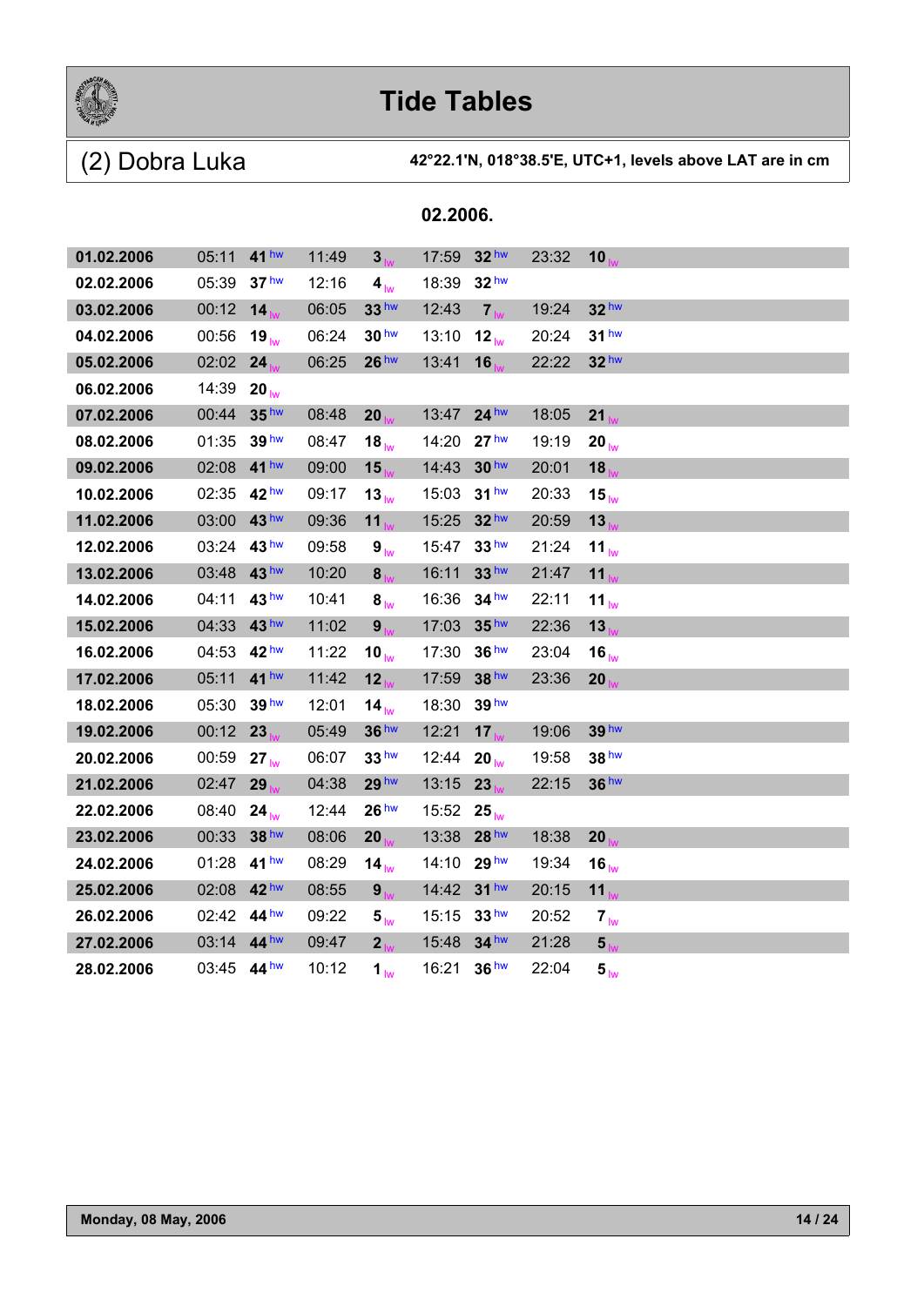# Tide Tables

## (2) Dobra Luka

**42°22.1'N, 018°38.5'E, UTC+1, levels above LAT are in cm**

### 02.2006.

| Date | Time | Level | Time | Level | Time | Level | Time | Level |
|---|---|---|---|---|---|---|---|---|
| **01.02.2006** | 05:11 | **41** hw | 11:49 | **3** lw | 17:59 | **32** hw | 23:32 | **10** lw |
| **02.02.2006** | 05:39 | **37** hw | 12:16 | **4** lw | 18:39 | **32** hw | | |
| **03.02.2006** | 00:12 | **14** lw | 06:05 | **33** hw | 12:43 | **7** lw | 19:24 | **32** hw |
| **04.02.2006** | 00:56 | **19** lw | 06:24 | **30** hw | 13:10 | **12** lw | 20:24 | **31** hw |
| **05.02.2006** | 02:02 | **24** lw | 06:25 | **26** hw | 13:41 | **16** lw | 22:22 | **32** hw |
| **06.02.2006** | 14:39 | **20** lw | | | | | | |
| **07.02.2006** | 00:44 | **35** hw | 08:48 | **20** lw | 13:47 | **24** hw | 18:05 | **21** lw |
| **08.02.2006** | 01:35 | **39** hw | 08:47 | **18** lw | 14:20 | **27** hw | 19:19 | **20** lw |
| **09.02.2006** | 02:08 | **41** hw | 09:00 | **15** lw | 14:43 | **30** hw | 20:01 | **18** lw |
| **10.02.2006** | 02:35 | **42** hw | 09:17 | **13** lw | 15:03 | **31** hw | 20:33 | **15** lw |
| **11.02.2006** | 03:00 | **43** hw | 09:36 | **11** lw | 15:25 | **32** hw | 20:59 | **13** lw |
| **12.02.2006** | 03:24 | **43** hw | 09:58 | **9** lw | 15:47 | **33** hw | 21:24 | **11** lw |
| **13.02.2006** | 03:48 | **43** hw | 10:20 | **8** lw | 16:11 | **33** hw | 21:47 | **11** lw |
| **14.02.2006** | 04:11 | **43** hw | 10:41 | **8** lw | 16:36 | **34** hw | 22:11 | **11** lw |
| **15.02.2006** | 04:33 | **43** hw | 11:02 | **9** lw | 17:03 | **35** hw | 22:36 | **13** lw |
| **16.02.2006** | 04:53 | **42** hw | 11:22 | **10** lw | 17:30 | **36** hw | 23:04 | **16** lw |
| **17.02.2006** | 05:11 | **41** hw | 11:42 | **12** lw | 17:59 | **38** hw | 23:36 | **20** lw |
| **18.02.2006** | 05:30 | **39** hw | 12:01 | **14** lw | 18:30 | **39** hw | | |
| **19.02.2006** | 00:12 | **23** lw | 05:49 | **36** hw | 12:21 | **17** lw | 19:06 | **39** hw |
| **20.02.2006** | 00:59 | **27** lw | 06:07 | **33** hw | 12:44 | **20** lw | 19:58 | **38** hw |
| **21.02.2006** | 02:47 | **29** lw | 04:38 | **29** hw | 13:15 | **23** lw | 22:15 | **36** hw |
| **22.02.2006** | 08:40 | **24** lw | 12:44 | **26** hw | 15:52 | **25** lw | | |
| **23.02.2006** | 00:33 | **38** hw | 08:06 | **20** lw | 13:38 | **28** hw | 18:38 | **20** lw |
| **24.02.2006** | 01:28 | **41** hw | 08:29 | **14** lw | 14:10 | **29** hw | 19:34 | **16** lw |
| **25.02.2006** | 02:08 | **42** hw | 08:55 | **9** lw | 14:42 | **31** hw | 20:15 | **11** lw |
| **26.02.2006** | 02:42 | **44** hw | 09:22 | **5** lw | 15:15 | **33** hw | 20:52 | **7** lw |
| **27.02.2006** | 03:14 | **44** hw | 09:47 | **2** lw | 15:48 | **34** hw | 21:28 | **5** lw |
| **28.02.2006** | 03:45 | **44** hw | 10:12 | **1** lw | 16:21 | **36** hw | 22:04 | **5** lw |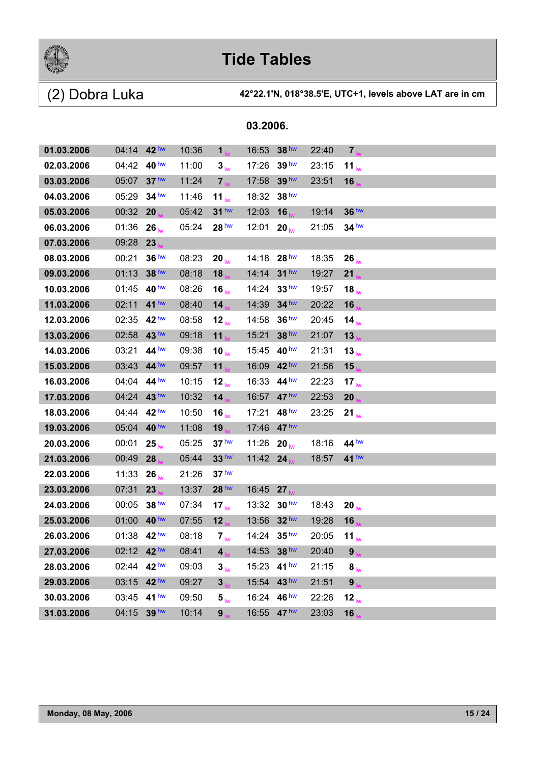# Tide Tables

## (2) Dobra Luka

**42°22.1'N, 018°38.5'E, UTC+1, levels above LAT are in cm**

### 03.2006.

| Date | Time | Level | Time | Level | Time | Level | Time | Level |
|---|---|---|---|---|---|---|---|---|
| **01.03.2006** | 04:14 | **42** hw | 10:36 | **1** lw | 16:53 | **38** hw | 22:40 | **7** lw |
| **02.03.2006** | 04:42 | **40** hw | 11:00 | **3** lw | 17:26 | **39** hw | 23:15 | **11** lw |
| **03.03.2006** | 05:07 | **37** hw | 11:24 | **7** lw | 17:58 | **39** hw | 23:51 | **16** lw |
| **04.03.2006** | 05:29 | **34** hw | 11:46 | **11** lw | 18:32 | **38** hw | | |
| **05.03.2006** | 00:32 | **20** lw | 05:42 | **31** hw | 12:03 | **16** lw | 19:14 | **36** hw |
| **06.03.2006** | 01:36 | **26** lw | 05:24 | **28** hw | 12:01 | **20** lw | 21:05 | **34** hw |
| **07.03.2006** | 09:28 | **23** lw | | | | | | |
| **08.03.2006** | 00:21 | **36** hw | 08:23 | **20** lw | 14:18 | **28** hw | 18:35 | **26** lw |
| **09.03.2006** | 01:13 | **38** hw | 08:18 | **18** lw | 14:14 | **31** hw | 19:27 | **21** lw |
| **10.03.2006** | 01:45 | **40** hw | 08:26 | **16** lw | 14:24 | **33** hw | 19:57 | **18** lw |
| **11.03.2006** | 02:11 | **41** hw | 08:40 | **14** lw | 14:39 | **34** hw | 20:22 | **16** lw |
| **12.03.2006** | 02:35 | **42** hw | 08:58 | **12** lw | 14:58 | **36** hw | 20:45 | **14** lw |
| **13.03.2006** | 02:58 | **43** hw | 09:18 | **11** lw | 15:21 | **38** hw | 21:07 | **13** lw |
| **14.03.2006** | 03:21 | **44** hw | 09:38 | **10** lw | 15:45 | **40** hw | 21:31 | **13** lw |
| **15.03.2006** | 03:43 | **44** hw | 09:57 | **11** lw | 16:09 | **42** hw | 21:56 | **15** lw |
| **16.03.2006** | 04:04 | **44** hw | 10:15 | **12** lw | 16:33 | **44** hw | 22:23 | **17** lw |
| **17.03.2006** | 04:24 | **43** hw | 10:32 | **14** lw | 16:57 | **47** hw | 22:53 | **20** lw |
| **18.03.2006** | 04:44 | **42** hw | 10:50 | **16** lw | 17:21 | **48** hw | 23:25 | **21** lw |
| **19.03.2006** | 05:04 | **40** hw | 11:08 | **19** lw | 17:46 | **47** hw | | |
| **20.03.2006** | 00:01 | **25** lw | 05:25 | **37** hw | 11:26 | **20** lw | 18:16 | **44** hw |
| **21.03.2006** | 00:49 | **28** lw | 05:44 | **33** hw | 11:42 | **24** lw | 18:57 | **41** hw |
| **22.03.2006** | 11:33 | **26** lw | 21:26 | **37** hw | | | | |
| **23.03.2006** | 07:31 | **23** lw | 13:37 | **28** hw | 16:45 | **27** lw | | |
| **24.03.2006** | 00:05 | **38** hw | 07:34 | **17** lw | 13:32 | **30** hw | 18:43 | **20** lw |
| **25.03.2006** | 01:00 | **40** hw | 07:55 | **12** lw | 13:56 | **32** hw | 19:28 | **16** lw |
| **26.03.2006** | 01:38 | **42** hw | 08:18 | **7** lw | 14:24 | **35** hw | 20:05 | **11** lw |
| **27.03.2006** | 02:12 | **42** hw | 08:41 | **4** lw | 14:53 | **38** hw | 20:40 | **9** lw |
| **28.03.2006** | 02:44 | **42** hw | 09:03 | **3** lw | 15:23 | **41** hw | 21:15 | **8** lw |
| **29.03.2006** | 03:15 | **42** hw | 09:27 | **3** lw | 15:54 | **43** hw | 21:51 | **9** lw |
| **30.03.2006** | 03:45 | **41** hw | 09:50 | **5** lw | 16:24 | **46** hw | 22:26 | **12** lw |
| **31.03.2006** | 04:15 | **39** hw | 10:14 | **9** lw | 16:55 | **47** hw | 23:03 | **16** lw |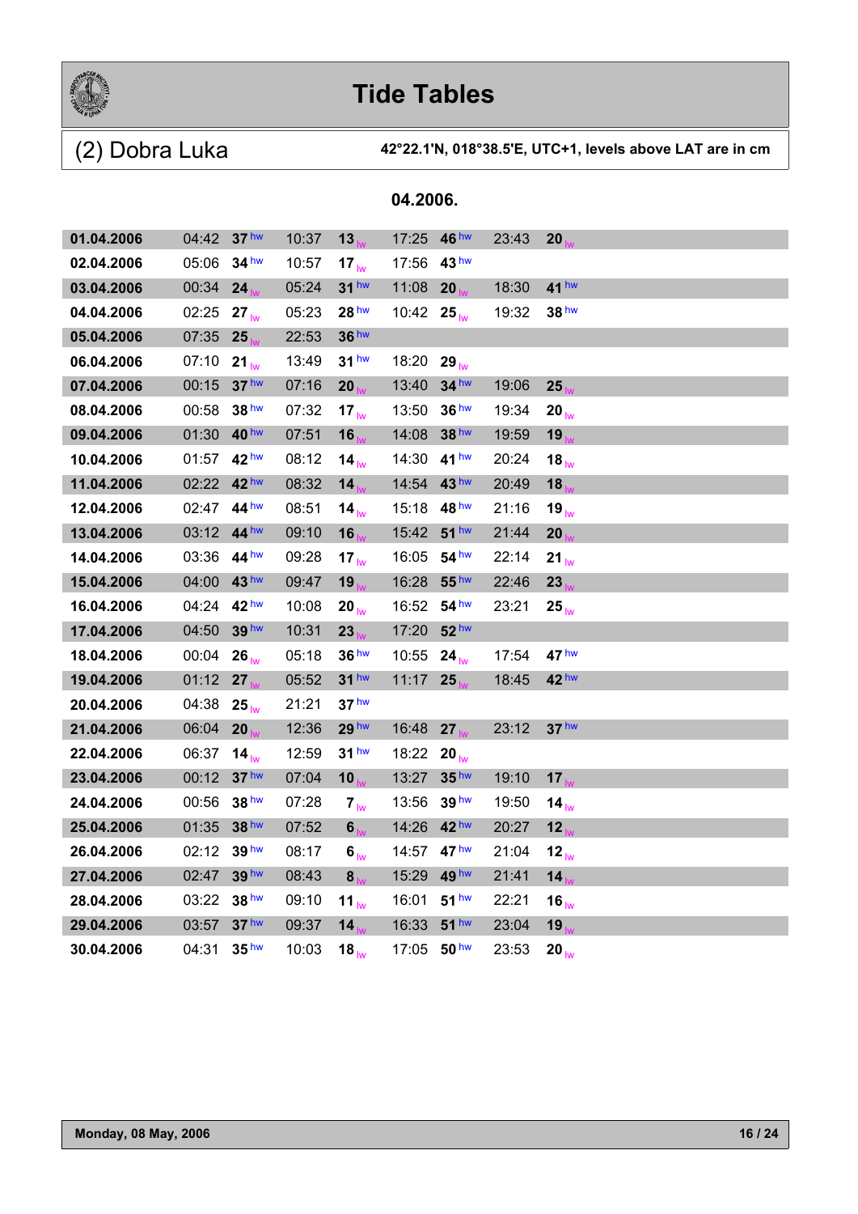# Tide Tables

## (2) Dobra Luka

**42°22.1'N, 018°38.5'E, UTC+1, levels above LAT are in cm**

### 04.2006.

| Date | Time | Level | Time | Level | Time | Level | Time | Level |
|---|---|---|---|---|---|---|---|---|
| **01.04.2006** | 04:42 | **37** hw | 10:37 | **13** lw | 17:25 | **46** hw | 23:43 | **20** lw |
| **02.04.2006** | 05:06 | **34** hw | 10:57 | **17** lw | 17:56 | **43** hw | | |
| **03.04.2006** | 00:34 | **24** lw | 05:24 | **31** hw | 11:08 | **20** lw | 18:30 | **41** hw |
| **04.04.2006** | 02:25 | **27** lw | 05:23 | **28** hw | 10:42 | **25** lw | 19:32 | **38** hw |
| **05.04.2006** | 07:35 | **25** lw | 22:53 | **36** hw | | | | |
| **06.04.2006** | 07:10 | **21** lw | 13:49 | **31** hw | 18:20 | **29** lw | | |
| **07.04.2006** | 00:15 | **37** hw | 07:16 | **20** lw | 13:40 | **34** hw | 19:06 | **25** lw |
| **08.04.2006** | 00:58 | **38** hw | 07:32 | **17** lw | 13:50 | **36** hw | 19:34 | **20** lw |
| **09.04.2006** | 01:30 | **40** hw | 07:51 | **16** lw | 14:08 | **38** hw | 19:59 | **19** lw |
| **10.04.2006** | 01:57 | **42** hw | 08:12 | **14** lw | 14:30 | **41** hw | 20:24 | **18** lw |
| **11.04.2006** | 02:22 | **42** hw | 08:32 | **14** lw | 14:54 | **43** hw | 20:49 | **18** lw |
| **12.04.2006** | 02:47 | **44** hw | 08:51 | **14** lw | 15:18 | **48** hw | 21:16 | **19** lw |
| **13.04.2006** | 03:12 | **44** hw | 09:10 | **16** lw | 15:42 | **51** hw | 21:44 | **20** lw |
| **14.04.2006** | 03:36 | **44** hw | 09:28 | **17** lw | 16:05 | **54** hw | 22:14 | **21** lw |
| **15.04.2006** | 04:00 | **43** hw | 09:47 | **19** lw | 16:28 | **55** hw | 22:46 | **23** lw |
| **16.04.2006** | 04:24 | **42** hw | 10:08 | **20** lw | 16:52 | **54** hw | 23:21 | **25** lw |
| **17.04.2006** | 04:50 | **39** hw | 10:31 | **23** lw | 17:20 | **52** hw | | |
| **18.04.2006** | 00:04 | **26** lw | 05:18 | **36** hw | 10:55 | **24** lw | 17:54 | **47** hw |
| **19.04.2006** | 01:12 | **27** lw | 05:52 | **31** hw | 11:17 | **25** lw | 18:45 | **42** hw |
| **20.04.2006** | 04:38 | **25** lw | 21:21 | **37** hw | | | | |
| **21.04.2006** | 06:04 | **20** lw | 12:36 | **29** hw | 16:48 | **27** lw | 23:12 | **37** hw |
| **22.04.2006** | 06:37 | **14** lw | 12:59 | **31** hw | 18:22 | **20** lw | | |
| **23.04.2006** | 00:12 | **37** hw | 07:04 | **10** lw | 13:27 | **35** hw | 19:10 | **17** lw |
| **24.04.2006** | 00:56 | **38** hw | 07:28 | **7** lw | 13:56 | **39** hw | 19:50 | **14** lw |
| **25.04.2006** | 01:35 | **38** hw | 07:52 | **6** lw | 14:26 | **42** hw | 20:27 | **12** lw |
| **26.04.2006** | 02:12 | **39** hw | 08:17 | **6** lw | 14:57 | **47** hw | 21:04 | **12** lw |
| **27.04.2006** | 02:47 | **39** hw | 08:43 | **8** lw | 15:29 | **49** hw | 21:41 | **14** lw |
| **28.04.2006** | 03:22 | **38** hw | 09:10 | **11** lw | 16:01 | **51** hw | 22:21 | **16** lw |
| **29.04.2006** | 03:57 | **37** hw | 09:37 | **14** lw | 16:33 | **51** hw | 23:04 | **19** lw |
| **30.04.2006** | 04:31 | **35** hw | 10:03 | **18** lw | 17:05 | **50** hw | 23:53 | **20** lw |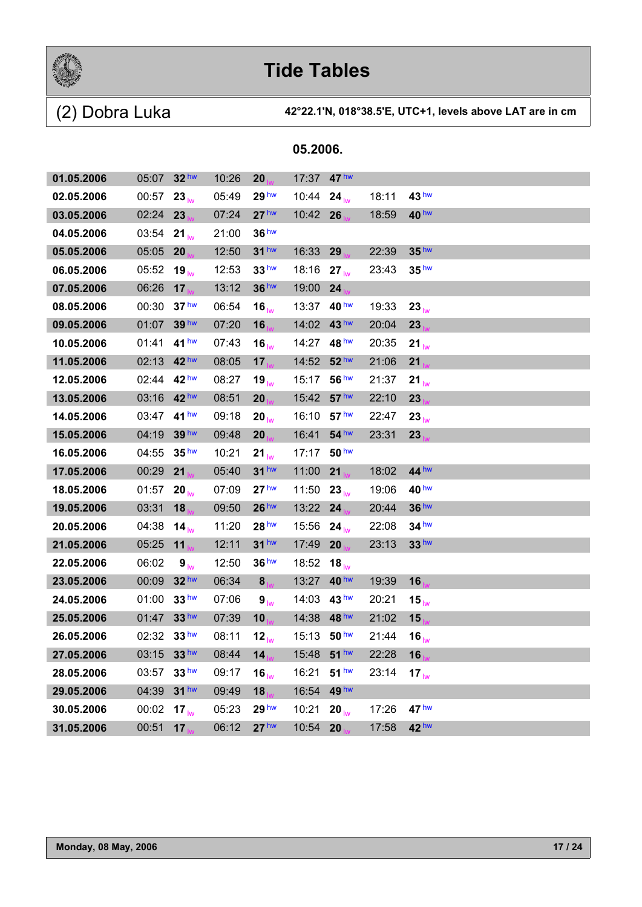# Tide Tables

## (2) Dobra Luka

**42°22.1'N, 018°38.5'E, UTC+1, levels above LAT are in cm**

### 05.2006.

| Date | Time | Level | Time | Level | Time | Level | Time | Level |
|---|---|---|---|---|---|---|---|---|
| **01.05.2006** | 05:07 | **32** hw | 10:26 | **20** lw | 17:37 | **47** hw | | |
| **02.05.2006** | 00:57 | **23** lw | 05:49 | **29** hw | 10:44 | **24** lw | 18:11 | **43** hw |
| **03.05.2006** | 02:24 | **23** lw | 07:24 | **27** hw | 10:42 | **26** lw | 18:59 | **40** hw |
| **04.05.2006** | 03:54 | **21** lw | 21:00 | **36** hw | | | | |
| **05.05.2006** | 05:05 | **20** lw | 12:50 | **31** hw | 16:33 | **29** lw | 22:39 | **35** hw |
| **06.05.2006** | 05:52 | **19** lw | 12:53 | **33** hw | 18:16 | **27** lw | 23:43 | **35** hw |
| **07.05.2006** | 06:26 | **17** lw | 13:12 | **36** hw | 19:00 | **24** lw | | |
| **08.05.2006** | 00:30 | **37** hw | 06:54 | **16** lw | 13:37 | **40** hw | 19:33 | **23** lw |
| **09.05.2006** | 01:07 | **39** hw | 07:20 | **16** lw | 14:02 | **43** hw | 20:04 | **23** lw |
| **10.05.2006** | 01:41 | **41** hw | 07:43 | **16** lw | 14:27 | **48** hw | 20:35 | **21** lw |
| **11.05.2006** | 02:13 | **42** hw | 08:05 | **17** lw | 14:52 | **52** hw | 21:06 | **21** lw |
| **12.05.2006** | 02:44 | **42** hw | 08:27 | **19** lw | 15:17 | **56** hw | 21:37 | **21** lw |
| **13.05.2006** | 03:16 | **42** hw | 08:51 | **20** lw | 15:42 | **57** hw | 22:10 | **23** lw |
| **14.05.2006** | 03:47 | **41** hw | 09:18 | **20** lw | 16:10 | **57** hw | 22:47 | **23** lw |
| **15.05.2006** | 04:19 | **39** hw | 09:48 | **20** lw | 16:41 | **54** hw | 23:31 | **23** lw |
| **16.05.2006** | 04:55 | **35** hw | 10:21 | **21** lw | 17:17 | **50** hw | | |
| **17.05.2006** | 00:29 | **21** lw | 05:40 | **31** hw | 11:00 | **21** lw | 18:02 | **44** hw |
| **18.05.2006** | 01:57 | **20** lw | 07:09 | **27** hw | 11:50 | **23** lw | 19:06 | **40** hw |
| **19.05.2006** | 03:31 | **18** lw | 09:50 | **26** hw | 13:22 | **24** lw | 20:44 | **36** hw |
| **20.05.2006** | 04:38 | **14** lw | 11:20 | **28** hw | 15:56 | **24** lw | 22:08 | **34** hw |
| **21.05.2006** | 05:25 | **11** lw | 12:11 | **31** hw | 17:49 | **20** lw | 23:13 | **33** hw |
| **22.05.2006** | 06:02 | **9** lw | 12:50 | **36** hw | 18:52 | **18** lw | | |
| **23.05.2006** | 00:09 | **32** hw | 06:34 | **8** lw | 13:27 | **40** hw | 19:39 | **16** lw |
| **24.05.2006** | 01:00 | **33** hw | 07:06 | **9** lw | 14:03 | **43** hw | 20:21 | **15** lw |
| **25.05.2006** | 01:47 | **33** hw | 07:39 | **10** lw | 14:38 | **48** hw | 21:02 | **15** lw |
| **26.05.2006** | 02:32 | **33** hw | 08:11 | **12** lw | 15:13 | **50** hw | 21:44 | **16** lw |
| **27.05.2006** | 03:15 | **33** hw | 08:44 | **14** lw | 15:48 | **51** hw | 22:28 | **16** lw |
| **28.05.2006** | 03:57 | **33** hw | 09:17 | **16** lw | 16:21 | **51** hw | 23:14 | **17** lw |
| **29.05.2006** | 04:39 | **31** hw | 09:49 | **18** lw | 16:54 | **49** hw | | |
| **30.05.2006** | 00:02 | **17** lw | 05:23 | **29** hw | 10:21 | **20** lw | 17:26 | **47** hw |
| **31.05.2006** | 00:51 | **17** lw | 06:12 | **27** hw | 10:54 | **20** lw | 17:58 | **42** hw |

**Monday, 08 May, 2006**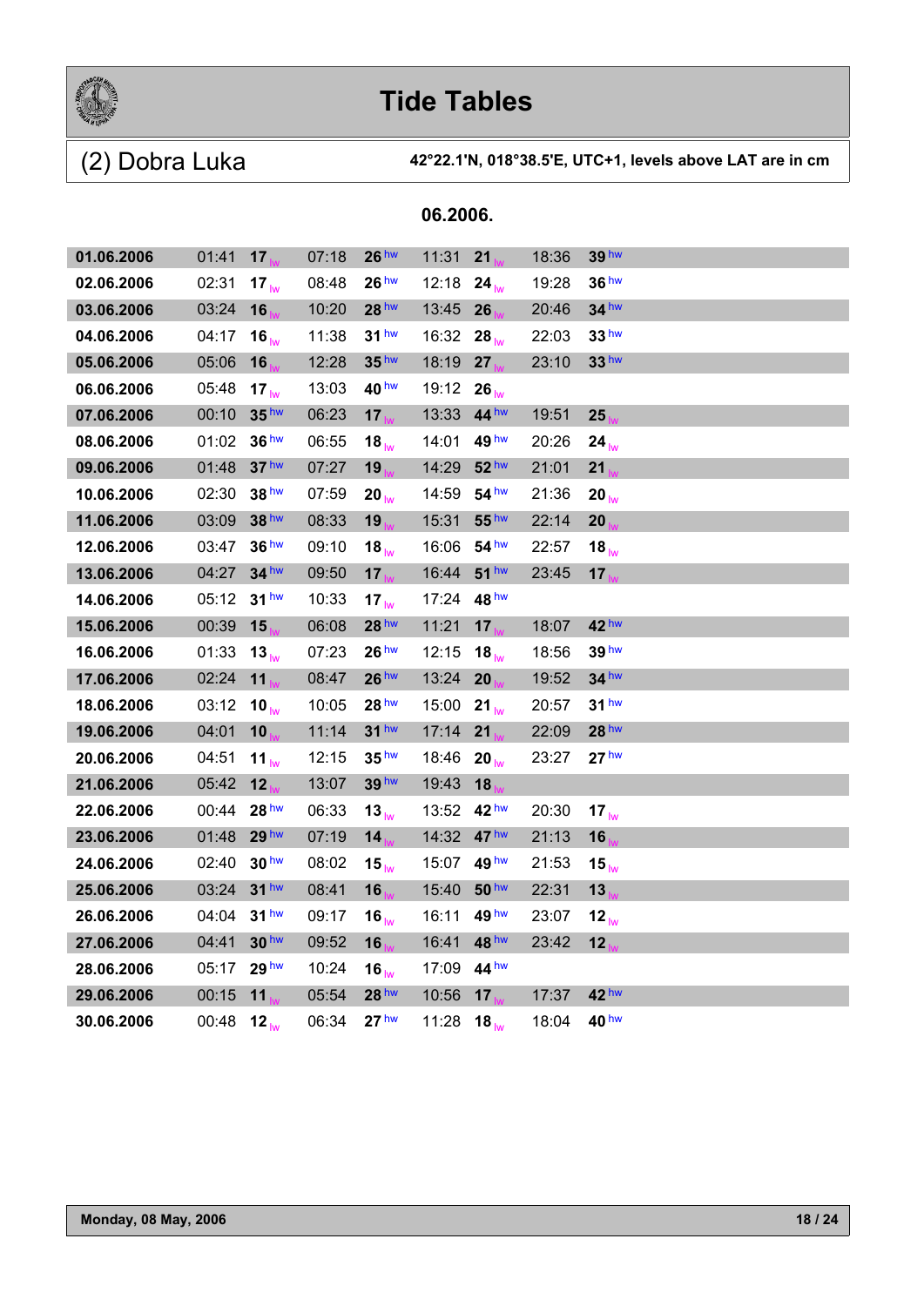# Tide Tables

## (2) Dobra Luka

**42°22.1'N, 018°38.5'E, UTC+1, levels above LAT are in cm**

**06.2006.**

| Date | Time | Level | Time | Level | Time | Level | Time | Level |
|---|---|---|---|---|---|---|---|---|
| **01.06.2006** | 01:41 | **17** lw | 07:18 | **26** hw | 11:31 | **21** lw | 18:36 | **39** hw |
| **02.06.2006** | 02:31 | **17** lw | 08:48 | **26** hw | 12:18 | **24** lw | 19:28 | **36** hw |
| **03.06.2006** | 03:24 | **16** lw | 10:20 | **28** hw | 13:45 | **26** lw | 20:46 | **34** hw |
| **04.06.2006** | 04:17 | **16** lw | 11:38 | **31** hw | 16:32 | **28** lw | 22:03 | **33** hw |
| **05.06.2006** | 05:06 | **16** lw | 12:28 | **35** hw | 18:19 | **27** lw | 23:10 | **33** hw |
| **06.06.2006** | 05:48 | **17** lw | 13:03 | **40** hw | 19:12 | **26** lw | | |
| **07.06.2006** | 00:10 | **35** hw | 06:23 | **17** lw | 13:33 | **44** hw | 19:51 | **25** lw |
| **08.06.2006** | 01:02 | **36** hw | 06:55 | **18** lw | 14:01 | **49** hw | 20:26 | **24** lw |
| **09.06.2006** | 01:48 | **37** hw | 07:27 | **19** lw | 14:29 | **52** hw | 21:01 | **21** lw |
| **10.06.2006** | 02:30 | **38** hw | 07:59 | **20** lw | 14:59 | **54** hw | 21:36 | **20** lw |
| **11.06.2006** | 03:09 | **38** hw | 08:33 | **19** lw | 15:31 | **55** hw | 22:14 | **20** lw |
| **12.06.2006** | 03:47 | **36** hw | 09:10 | **18** lw | 16:06 | **54** hw | 22:57 | **18** lw |
| **13.06.2006** | 04:27 | **34** hw | 09:50 | **17** lw | 16:44 | **51** hw | 23:45 | **17** lw |
| **14.06.2006** | 05:12 | **31** hw | 10:33 | **17** lw | 17:24 | **48** hw | | |
| **15.06.2006** | 00:39 | **15** lw | 06:08 | **28** hw | 11:21 | **17** lw | 18:07 | **42** hw |
| **16.06.2006** | 01:33 | **13** lw | 07:23 | **26** hw | 12:15 | **18** lw | 18:56 | **39** hw |
| **17.06.2006** | 02:24 | **11** lw | 08:47 | **26** hw | 13:24 | **20** lw | 19:52 | **34** hw |
| **18.06.2006** | 03:12 | **10** lw | 10:05 | **28** hw | 15:00 | **21** lw | 20:57 | **31** hw |
| **19.06.2006** | 04:01 | **10** lw | 11:14 | **31** hw | 17:14 | **21** lw | 22:09 | **28** hw |
| **20.06.2006** | 04:51 | **11** lw | 12:15 | **35** hw | 18:46 | **20** lw | 23:27 | **27** hw |
| **21.06.2006** | 05:42 | **12** lw | 13:07 | **39** hw | 19:43 | **18** lw | | |
| **22.06.2006** | 00:44 | **28** hw | 06:33 | **13** lw | 13:52 | **42** hw | 20:30 | **17** lw |
| **23.06.2006** | 01:48 | **29** hw | 07:19 | **14** lw | 14:32 | **47** hw | 21:13 | **16** lw |
| **24.06.2006** | 02:40 | **30** hw | 08:02 | **15** lw | 15:07 | **49** hw | 21:53 | **15** lw |
| **25.06.2006** | 03:24 | **31** hw | 08:41 | **16** lw | 15:40 | **50** hw | 22:31 | **13** lw |
| **26.06.2006** | 04:04 | **31** hw | 09:17 | **16** lw | 16:11 | **49** hw | 23:07 | **12** lw |
| **27.06.2006** | 04:41 | **30** hw | 09:52 | **16** lw | 16:41 | **48** hw | 23:42 | **12** lw |
| **28.06.2006** | 05:17 | **29** hw | 10:24 | **16** lw | 17:09 | **44** hw | | |
| **29.06.2006** | 00:15 | **11** lw | 05:54 | **28** hw | 10:56 | **17** lw | 17:37 | **42** hw |
| **30.06.2006** | 00:48 | **12** lw | 06:34 | **27** hw | 11:28 | **18** lw | 18:04 | **40** hw |

**Monday, 08 May, 2006**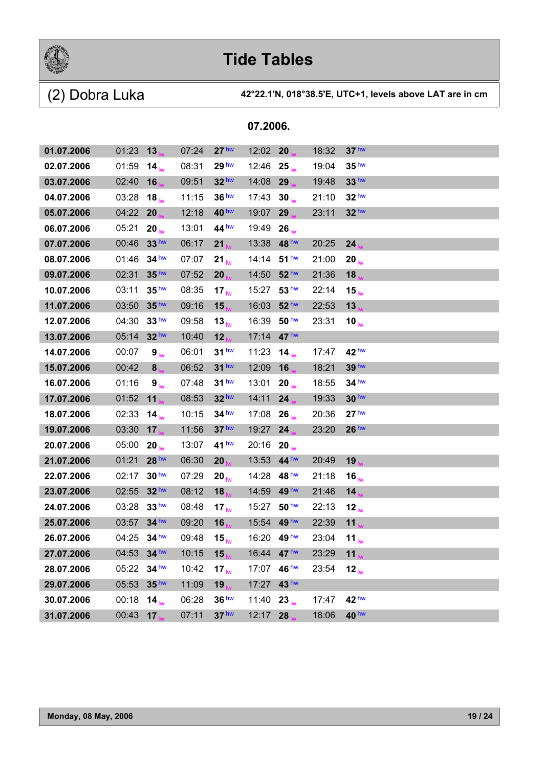# Tide Tables

## (2) Dobra Luka

**42°22.1'N, 018°38.5'E, UTC+1, levels above LAT are in cm**

**07.2006.**

| Date | Time | Level | Time | Level | Time | Level | Time | Level |
|---|---|---|---|---|---|---|---|---|
| **01.07.2006** | 01:23 | **13** lw | 07:24 | **27** hw | 12:02 | **20** lw | 18:32 | **37** hw |
| **02.07.2006** | 01:59 | **14** lw | 08:31 | **29** hw | 12:46 | **25** lw | 19:04 | **35** hw |
| **03.07.2006** | 02:40 | **16** lw | 09:51 | **32** hw | 14:08 | **29** lw | 19:48 | **33** hw |
| **04.07.2006** | 03:28 | **18** lw | 11:15 | **36** hw | 17:43 | **30** lw | 21:10 | **32** hw |
| **05.07.2006** | 04:22 | **20** lw | 12:18 | **40** hw | 19:07 | **29** lw | 23:11 | **32** hw |
| **06.07.2006** | 05:21 | **20** lw | 13:01 | **44** hw | 19:49 | **26** lw | | |
| **07.07.2006** | 00:46 | **33** hw | 06:17 | **21** lw | 13:38 | **48** hw | 20:25 | **24** lw |
| **08.07.2006** | 01:46 | **34** hw | 07:07 | **21** lw | 14:14 | **51** hw | 21:00 | **20** lw |
| **09.07.2006** | 02:31 | **35** hw | 07:52 | **20** lw | 14:50 | **52** hw | 21:36 | **18** lw |
| **10.07.2006** | 03:11 | **35** hw | 08:35 | **17** lw | 15:27 | **53** hw | 22:14 | **15** lw |
| **11.07.2006** | 03:50 | **35** hw | 09:16 | **15** lw | 16:03 | **52** hw | 22:53 | **13** lw |
| **12.07.2006** | 04:30 | **33** hw | 09:58 | **13** lw | 16:39 | **50** hw | 23:31 | **10** lw |
| **13.07.2006** | 05:14 | **32** hw | 10:40 | **12** lw | 17:14 | **47** hw | | |
| **14.07.2006** | 00:07 | **9** lw | 06:01 | **31** hw | 11:23 | **14** lw | 17:47 | **42** hw |
| **15.07.2006** | 00:42 | **8** lw | 06:52 | **31** hw | 12:09 | **16** lw | 18:21 | **39** hw |
| **16.07.2006** | 01:16 | **9** lw | 07:48 | **31** hw | 13:01 | **20** lw | 18:55 | **34** hw |
| **17.07.2006** | 01:52 | **11** lw | 08:53 | **32** hw | 14:11 | **24** lw | 19:33 | **30** hw |
| **18.07.2006** | 02:33 | **14** lw | 10:15 | **34** hw | 17:08 | **26** lw | 20:36 | **27** hw |
| **19.07.2006** | 03:30 | **17** lw | 11:56 | **37** hw | 19:27 | **24** lw | 23:20 | **26** hw |
| **20.07.2006** | 05:00 | **20** lw | 13:07 | **41** hw | 20:16 | **20** lw | | |
| **21.07.2006** | 01:21 | **28** hw | 06:30 | **20** lw | 13:53 | **44** hw | 20:49 | **19** lw |
| **22.07.2006** | 02:17 | **30** hw | 07:29 | **20** lw | 14:28 | **48** hw | 21:18 | **16** lw |
| **23.07.2006** | 02:55 | **32** hw | 08:12 | **18** lw | 14:59 | **49** hw | 21:46 | **14** lw |
| **24.07.2006** | 03:28 | **33** hw | 08:48 | **17** lw | 15:27 | **50** hw | 22:13 | **12** lw |
| **25.07.2006** | 03:57 | **34** hw | 09:20 | **16** lw | 15:54 | **49** hw | 22:39 | **11** lw |
| **26.07.2006** | 04:25 | **34** hw | 09:48 | **15** lw | 16:20 | **49** hw | 23:04 | **11** lw |
| **27.07.2006** | 04:53 | **34** hw | 10:15 | **15** lw | 16:44 | **47** hw | 23:29 | **11** lw |
| **28.07.2006** | 05:22 | **34** hw | 10:42 | **17** lw | 17:07 | **46** hw | 23:54 | **12** lw |
| **29.07.2006** | 05:53 | **35** hw | 11:09 | **19** lw | 17:27 | **43** hw | | |
| **30.07.2006** | 00:18 | **14** lw | 06:28 | **36** hw | 11:40 | **23** lw | 17:47 | **42** hw |
| **31.07.2006** | 00:43 | **17** lw | 07:11 | **37** hw | 12:17 | **28** lw | 18:06 | **40** hw |

**Monday, 08 May, 2006**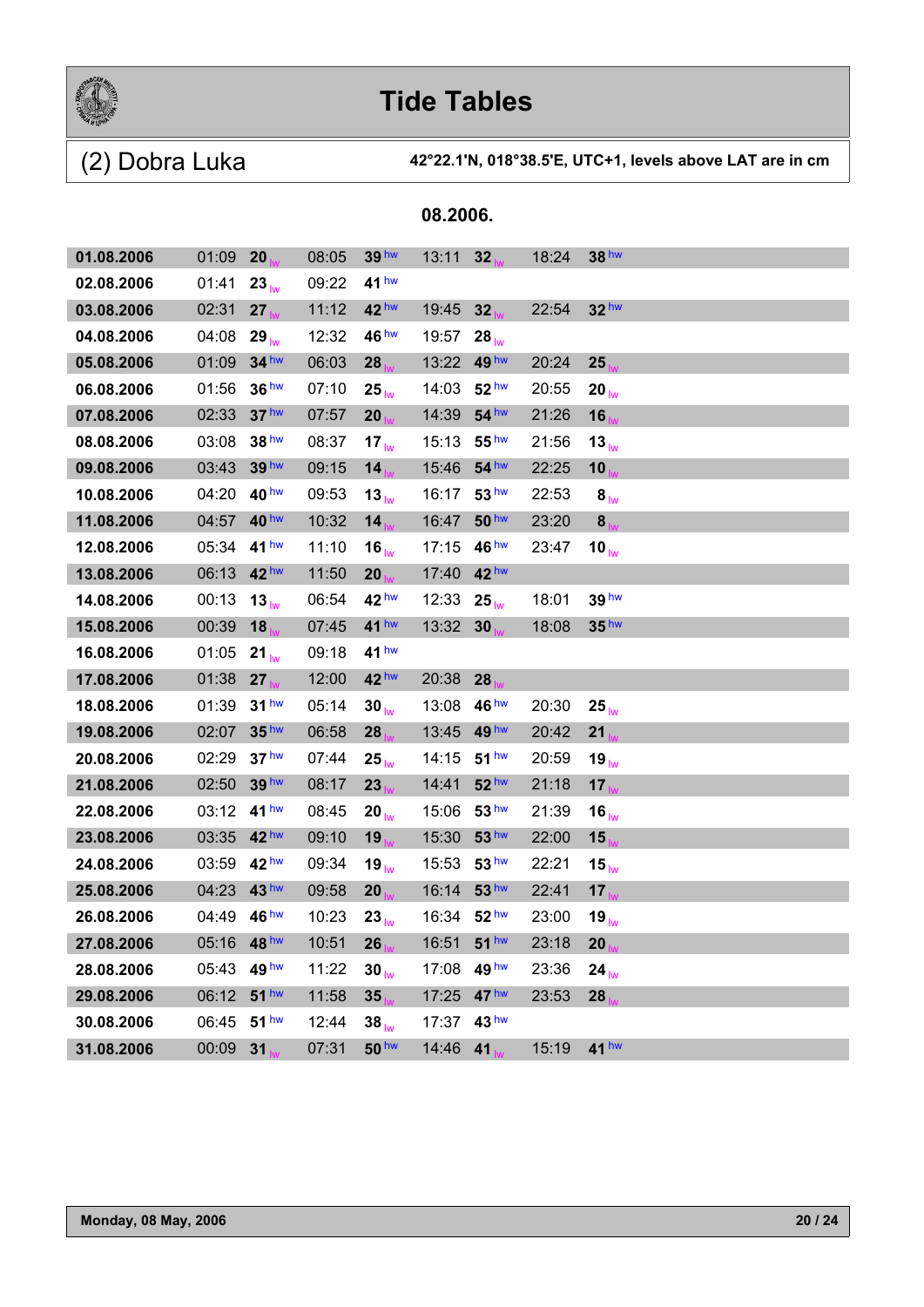# Tide Tables

## (2) Dobra Luka

**42°22.1'N, 018°38.5'E, UTC+1, levels above LAT are in cm**

### 08.2006.

| Date | Time | Level | Time | Level | Time | Level | Time | Level |
|---|---|---|---|---|---|---|---|---|
| **01.08.2006** | 01:09 | **20** lw | 08:05 | **39** hw | 13:11 | **32** lw | 18:24 | **38** hw |
| **02.08.2006** | 01:41 | **23** lw | 09:22 | **41** hw | | | | |
| **03.08.2006** | 02:31 | **27** lw | 11:12 | **42** hw | 19:45 | **32** lw | 22:54 | **32** hw |
| **04.08.2006** | 04:08 | **29** lw | 12:32 | **46** hw | 19:57 | **28** lw | | |
| **05.08.2006** | 01:09 | **34** hw | 06:03 | **28** lw | 13:22 | **49** hw | 20:24 | **25** lw |
| **06.08.2006** | 01:56 | **36** hw | 07:10 | **25** lw | 14:03 | **52** hw | 20:55 | **20** lw |
| **07.08.2006** | 02:33 | **37** hw | 07:57 | **20** lw | 14:39 | **54** hw | 21:26 | **16** lw |
| **08.08.2006** | 03:08 | **38** hw | 08:37 | **17** lw | 15:13 | **55** hw | 21:56 | **13** lw |
| **09.08.2006** | 03:43 | **39** hw | 09:15 | **14** lw | 15:46 | **54** hw | 22:25 | **10** lw |
| **10.08.2006** | 04:20 | **40** hw | 09:53 | **13** lw | 16:17 | **53** hw | 22:53 | **8** lw |
| **11.08.2006** | 04:57 | **40** hw | 10:32 | **14** lw | 16:47 | **50** hw | 23:20 | **8** lw |
| **12.08.2006** | 05:34 | **41** hw | 11:10 | **16** lw | 17:15 | **46** hw | 23:47 | **10** lw |
| **13.08.2006** | 06:13 | **42** hw | 11:50 | **20** lw | 17:40 | **42** hw | | |
| **14.08.2006** | 00:13 | **13** lw | 06:54 | **42** hw | 12:33 | **25** lw | 18:01 | **39** hw |
| **15.08.2006** | 00:39 | **18** lw | 07:45 | **41** hw | 13:32 | **30** lw | 18:08 | **35** hw |
| **16.08.2006** | 01:05 | **21** lw | 09:18 | **41** hw | | | | |
| **17.08.2006** | 01:38 | **27** lw | 12:00 | **42** hw | 20:38 | **28** lw | | |
| **18.08.2006** | 01:39 | **31** hw | 05:14 | **30** lw | 13:08 | **46** hw | 20:30 | **25** lw |
| **19.08.2006** | 02:07 | **35** hw | 06:58 | **28** lw | 13:45 | **49** hw | 20:42 | **21** lw |
| **20.08.2006** | 02:29 | **37** hw | 07:44 | **25** lw | 14:15 | **51** hw | 20:59 | **19** lw |
| **21.08.2006** | 02:50 | **39** hw | 08:17 | **23** lw | 14:41 | **52** hw | 21:18 | **17** lw |
| **22.08.2006** | 03:12 | **41** hw | 08:45 | **20** lw | 15:06 | **53** hw | 21:39 | **16** lw |
| **23.08.2006** | 03:35 | **42** hw | 09:10 | **19** lw | 15:30 | **53** hw | 22:00 | **15** lw |
| **24.08.2006** | 03:59 | **42** hw | 09:34 | **19** lw | 15:53 | **53** hw | 22:21 | **15** lw |
| **25.08.2006** | 04:23 | **43** hw | 09:58 | **20** lw | 16:14 | **53** hw | 22:41 | **17** lw |
| **26.08.2006** | 04:49 | **46** hw | 10:23 | **23** lw | 16:34 | **52** hw | 23:00 | **19** lw |
| **27.08.2006** | 05:16 | **48** hw | 10:51 | **26** lw | 16:51 | **51** hw | 23:18 | **20** lw |
| **28.08.2006** | 05:43 | **49** hw | 11:22 | **30** lw | 17:08 | **49** hw | 23:36 | **24** lw |
| **29.08.2006** | 06:12 | **51** hw | 11:58 | **35** lw | 17:25 | **47** hw | 23:53 | **28** lw |
| **30.08.2006** | 06:45 | **51** hw | 12:44 | **38** lw | 17:37 | **43** hw | | |
| **31.08.2006** | 00:09 | **31** lw | 07:31 | **50** hw | 14:46 | **41** lw | 15:19 | **41** hw |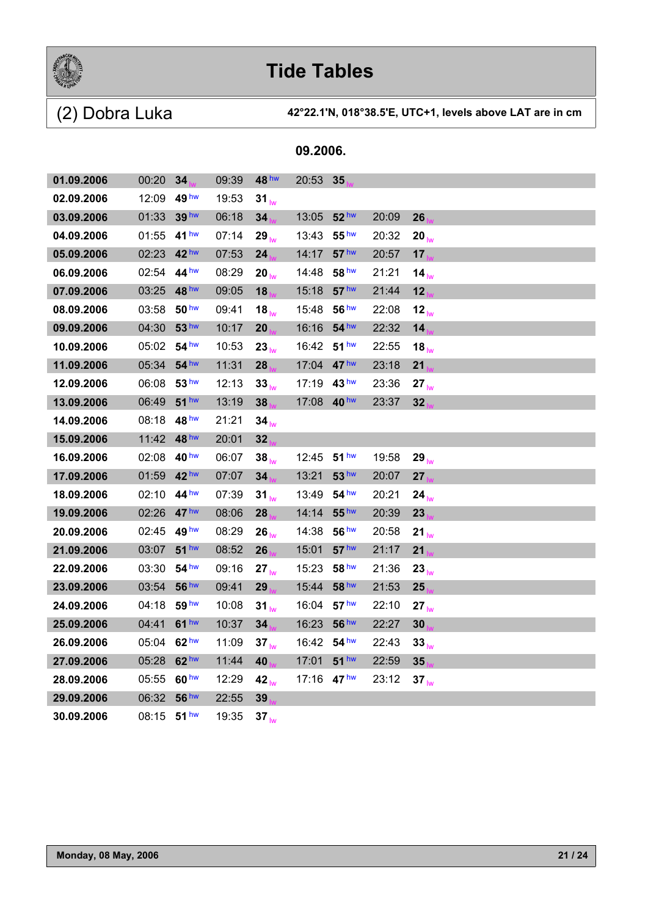# Tide Tables

## (2) Dobra Luka

**42°22.1'N, 018°38.5'E, UTC+1, levels above LAT are in cm**

**09.2006.**

| Date | Time | Level | Time | Level | Time | Level | Time | Level |
|---|---|---|---|---|---|---|---|---|
| **01.09.2006** | 00:20 | **34** lw | 09:39 | **48** hw | 20:53 | **35** lw | | |
| **02.09.2006** | 12:09 | **49** hw | 19:53 | **31** lw | | | | |
| **03.09.2006** | 01:33 | **39** hw | 06:18 | **34** lw | 13:05 | **52** hw | 20:09 | **26** lw |
| **04.09.2006** | 01:55 | **41** hw | 07:14 | **29** lw | 13:43 | **55** hw | 20:32 | **20** lw |
| **05.09.2006** | 02:23 | **42** hw | 07:53 | **24** lw | 14:17 | **57** hw | 20:57 | **17** lw |
| **06.09.2006** | 02:54 | **44** hw | 08:29 | **20** lw | 14:48 | **58** hw | 21:21 | **14** lw |
| **07.09.2006** | 03:25 | **48** hw | 09:05 | **18** lw | 15:18 | **57** hw | 21:44 | **12** lw |
| **08.09.2006** | 03:58 | **50** hw | 09:41 | **18** lw | 15:48 | **56** hw | 22:08 | **12** lw |
| **09.09.2006** | 04:30 | **53** hw | 10:17 | **20** lw | 16:16 | **54** hw | 22:32 | **14** lw |
| **10.09.2006** | 05:02 | **54** hw | 10:53 | **23** lw | 16:42 | **51** hw | 22:55 | **18** lw |
| **11.09.2006** | 05:34 | **54** hw | 11:31 | **28** lw | 17:04 | **47** hw | 23:18 | **21** lw |
| **12.09.2006** | 06:08 | **53** hw | 12:13 | **33** lw | 17:19 | **43** hw | 23:36 | **27** lw |
| **13.09.2006** | 06:49 | **51** hw | 13:19 | **38** lw | 17:08 | **40** hw | 23:37 | **32** lw |
| **14.09.2006** | 08:18 | **48** hw | 21:21 | **34** lw | | | | |
| **15.09.2006** | 11:42 | **48** hw | 20:01 | **32** lw | | | | |
| **16.09.2006** | 02:08 | **40** hw | 06:07 | **38** lw | 12:45 | **51** hw | 19:58 | **29** lw |
| **17.09.2006** | 01:59 | **42** hw | 07:07 | **34** lw | 13:21 | **53** hw | 20:07 | **27** lw |
| **18.09.2006** | 02:10 | **44** hw | 07:39 | **31** lw | 13:49 | **54** hw | 20:21 | **24** lw |
| **19.09.2006** | 02:26 | **47** hw | 08:06 | **28** lw | 14:14 | **55** hw | 20:39 | **23** lw |
| **20.09.2006** | 02:45 | **49** hw | 08:29 | **26** lw | 14:38 | **56** hw | 20:58 | **21** lw |
| **21.09.2006** | 03:07 | **51** hw | 08:52 | **26** lw | 15:01 | **57** hw | 21:17 | **21** lw |
| **22.09.2006** | 03:30 | **54** hw | 09:16 | **27** lw | 15:23 | **58** hw | 21:36 | **23** lw |
| **23.09.2006** | 03:54 | **56** hw | 09:41 | **29** lw | 15:44 | **58** hw | 21:53 | **25** lw |
| **24.09.2006** | 04:18 | **59** hw | 10:08 | **31** lw | 16:04 | **57** hw | 22:10 | **27** lw |
| **25.09.2006** | 04:41 | **61** hw | 10:37 | **34** lw | 16:23 | **56** hw | 22:27 | **30** lw |
| **26.09.2006** | 05:04 | **62** hw | 11:09 | **37** lw | 16:42 | **54** hw | 22:43 | **33** lw |
| **27.09.2006** | 05:28 | **62** hw | 11:44 | **40** lw | 17:01 | **51** hw | 22:59 | **35** lw |
| **28.09.2006** | 05:55 | **60** hw | 12:29 | **42** lw | 17:16 | **47** hw | 23:12 | **37** lw |
| **29.09.2006** | 06:32 | **56** hw | 22:55 | **39** lw | | | | |
| **30.09.2006** | 08:15 | **51** hw | 19:35 | **37** lw | | | | |

**Monday, 08 May, 2006**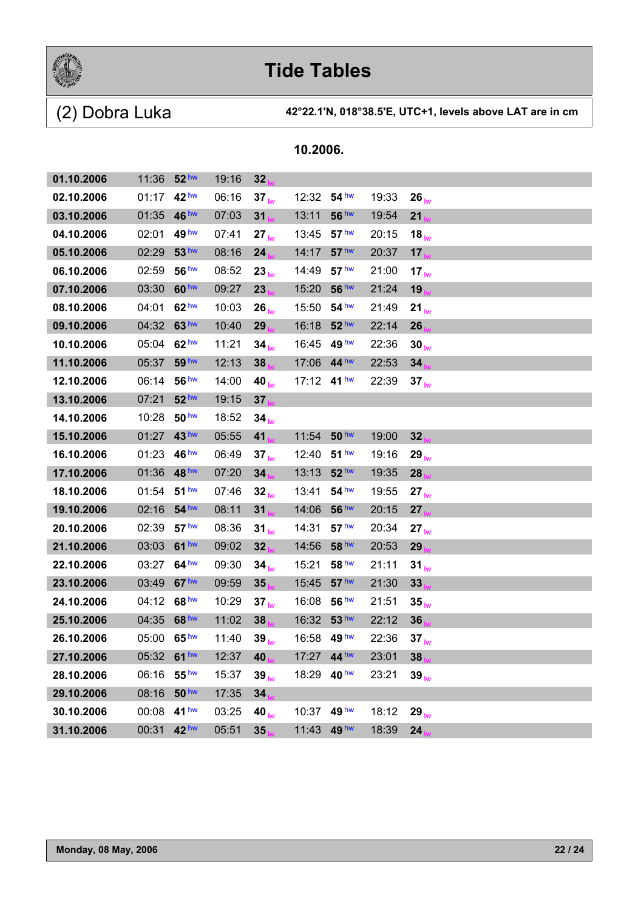# Tide Tables

## (2) Dobra Luka

**42°22.1'N, 018°38.5'E, UTC+1, levels above LAT are in cm**

### 10.2006.

| Date | Time | Level | Time | Level | Time | Level | Time | Level |
|---|---|---|---|---|---|---|---|---|
| **01.10.2006** | 11:36 | **52** hw | 19:16 | **32** lw | | | | |
| **02.10.2006** | 01:17 | **42** hw | 06:16 | **37** lw | 12:32 | **54** hw | 19:33 | **26** lw |
| **03.10.2006** | 01:35 | **46** hw | 07:03 | **31** lw | 13:11 | **56** hw | 19:54 | **21** lw |
| **04.10.2006** | 02:01 | **49** hw | 07:41 | **27** lw | 13:45 | **57** hw | 20:15 | **18** lw |
| **05.10.2006** | 02:29 | **53** hw | 08:16 | **24** lw | 14:17 | **57** hw | 20:37 | **17** lw |
| **06.10.2006** | 02:59 | **56** hw | 08:52 | **23** lw | 14:49 | **57** hw | 21:00 | **17** lw |
| **07.10.2006** | 03:30 | **60** hw | 09:27 | **23** lw | 15:20 | **56** hw | 21:24 | **19** lw |
| **08.10.2006** | 04:01 | **62** hw | 10:03 | **26** lw | 15:50 | **54** hw | 21:49 | **21** lw |
| **09.10.2006** | 04:32 | **63** hw | 10:40 | **29** lw | 16:18 | **52** hw | 22:14 | **26** lw |
| **10.10.2006** | 05:04 | **62** hw | 11:21 | **34** lw | 16:45 | **49** hw | 22:36 | **30** lw |
| **11.10.2006** | 05:37 | **59** hw | 12:13 | **38** lw | 17:06 | **44** hw | 22:53 | **34** lw |
| **12.10.2006** | 06:14 | **56** hw | 14:00 | **40** lw | 17:12 | **41** hw | 22:39 | **37** lw |
| **13.10.2006** | 07:21 | **52** hw | 19:15 | **37** lw | | | | |
| **14.10.2006** | 10:28 | **50** hw | 18:52 | **34** lw | | | | |
| **15.10.2006** | 01:27 | **43** hw | 05:55 | **41** lw | 11:54 | **50** hw | 19:00 | **32** lw |
| **16.10.2006** | 01:23 | **46** hw | 06:49 | **37** lw | 12:40 | **51** hw | 19:16 | **29** lw |
| **17.10.2006** | 01:36 | **48** hw | 07:20 | **34** lw | 13:13 | **52** hw | 19:35 | **28** lw |
| **18.10.2006** | 01:54 | **51** hw | 07:46 | **32** lw | 13:41 | **54** hw | 19:55 | **27** lw |
| **19.10.2006** | 02:16 | **54** hw | 08:11 | **31** lw | 14:06 | **56** hw | 20:15 | **27** lw |
| **20.10.2006** | 02:39 | **57** hw | 08:36 | **31** lw | 14:31 | **57** hw | 20:34 | **27** lw |
| **21.10.2006** | 03:03 | **61** hw | 09:02 | **32** lw | 14:56 | **58** hw | 20:53 | **29** lw |
| **22.10.2006** | 03:27 | **64** hw | 09:30 | **34** lw | 15:21 | **58** hw | 21:11 | **31** lw |
| **23.10.2006** | 03:49 | **67** hw | 09:59 | **35** lw | 15:45 | **57** hw | 21:30 | **33** lw |
| **24.10.2006** | 04:12 | **68** hw | 10:29 | **37** lw | 16:08 | **56** hw | 21:51 | **35** lw |
| **25.10.2006** | 04:35 | **68** hw | 11:02 | **38** lw | 16:32 | **53** hw | 22:12 | **36** lw |
| **26.10.2006** | 05:00 | **65** hw | 11:40 | **39** lw | 16:58 | **49** hw | 22:36 | **37** lw |
| **27.10.2006** | 05:32 | **61** hw | 12:37 | **40** lw | 17:27 | **44** hw | 23:01 | **38** lw |
| **28.10.2006** | 06:16 | **55** hw | 15:37 | **39** lw | 18:29 | **40** hw | 23:21 | **39** lw |
| **29.10.2006** | 08:16 | **50** hw | 17:35 | **34** lw | | | | |
| **30.10.2006** | 00:08 | **41** hw | 03:25 | **40** lw | 10:37 | **49** hw | 18:12 | **29** lw |
| **31.10.2006** | 00:31 | **42** hw | 05:51 | **35** lw | 11:43 | **49** hw | 18:39 | **24** lw |

**Monday, 08 May, 2006**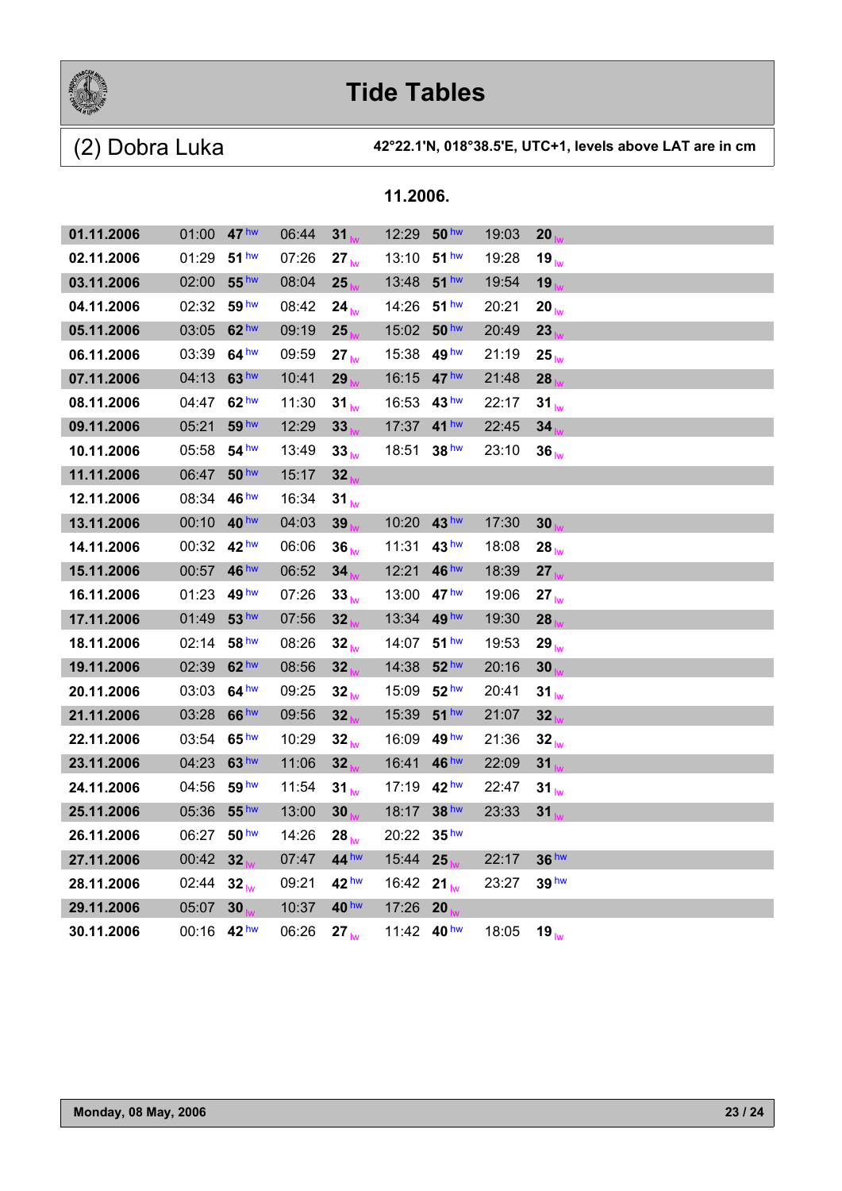# Tide Tables

## (2) Dobra Luka

**42°22.1'N, 018°38.5'E, UTC+1, levels above LAT are in cm**

### 11.2006.

| Date | Time | Level | Time | Level | Time | Level | Time | Level |
|---|---|---|---|---|---|---|---|---|
| **01.11.2006** | 01:00 | **47** hw | 06:44 | **31** lw | 12:29 | **50** hw | 19:03 | **20** lw |
| **02.11.2006** | 01:29 | **51** hw | 07:26 | **27** lw | 13:10 | **51** hw | 19:28 | **19** lw |
| **03.11.2006** | 02:00 | **55** hw | 08:04 | **25** lw | 13:48 | **51** hw | 19:54 | **19** lw |
| **04.11.2006** | 02:32 | **59** hw | 08:42 | **24** lw | 14:26 | **51** hw | 20:21 | **20** lw |
| **05.11.2006** | 03:05 | **62** hw | 09:19 | **25** lw | 15:02 | **50** hw | 20:49 | **23** lw |
| **06.11.2006** | 03:39 | **64** hw | 09:59 | **27** lw | 15:38 | **49** hw | 21:19 | **25** lw |
| **07.11.2006** | 04:13 | **63** hw | 10:41 | **29** lw | 16:15 | **47** hw | 21:48 | **28** lw |
| **08.11.2006** | 04:47 | **62** hw | 11:30 | **31** lw | 16:53 | **43** hw | 22:17 | **31** lw |
| **09.11.2006** | 05:21 | **59** hw | 12:29 | **33** lw | 17:37 | **41** hw | 22:45 | **34** lw |
| **10.11.2006** | 05:58 | **54** hw | 13:49 | **33** lw | 18:51 | **38** hw | 23:10 | **36** lw |
| **11.11.2006** | 06:47 | **50** hw | 15:17 | **32** lw | | | | |
| **12.11.2006** | 08:34 | **46** hw | 16:34 | **31** lw | | | | |
| **13.11.2006** | 00:10 | **40** hw | 04:03 | **39** lw | 10:20 | **43** hw | 17:30 | **30** lw |
| **14.11.2006** | 00:32 | **42** hw | 06:06 | **36** lw | 11:31 | **43** hw | 18:08 | **28** lw |
| **15.11.2006** | 00:57 | **46** hw | 06:52 | **34** lw | 12:21 | **46** hw | 18:39 | **27** lw |
| **16.11.2006** | 01:23 | **49** hw | 07:26 | **33** lw | 13:00 | **47** hw | 19:06 | **27** lw |
| **17.11.2006** | 01:49 | **53** hw | 07:56 | **32** lw | 13:34 | **49** hw | 19:30 | **28** lw |
| **18.11.2006** | 02:14 | **58** hw | 08:26 | **32** lw | 14:07 | **51** hw | 19:53 | **29** lw |
| **19.11.2006** | 02:39 | **62** hw | 08:56 | **32** lw | 14:38 | **52** hw | 20:16 | **30** lw |
| **20.11.2006** | 03:03 | **64** hw | 09:25 | **32** lw | 15:09 | **52** hw | 20:41 | **31** lw |
| **21.11.2006** | 03:28 | **66** hw | 09:56 | **32** lw | 15:39 | **51** hw | 21:07 | **32** lw |
| **22.11.2006** | 03:54 | **65** hw | 10:29 | **32** lw | 16:09 | **49** hw | 21:36 | **32** lw |
| **23.11.2006** | 04:23 | **63** hw | 11:06 | **32** lw | 16:41 | **46** hw | 22:09 | **31** lw |
| **24.11.2006** | 04:56 | **59** hw | 11:54 | **31** lw | 17:19 | **42** hw | 22:47 | **31** lw |
| **25.11.2006** | 05:36 | **55** hw | 13:00 | **30** lw | 18:17 | **38** hw | 23:33 | **31** lw |
| **26.11.2006** | 06:27 | **50** hw | 14:26 | **28** lw | 20:22 | **35** hw | | |
| **27.11.2006** | 00:42 | **32** lw | 07:47 | **44** hw | 15:44 | **25** lw | 22:17 | **36** hw |
| **28.11.2006** | 02:44 | **32** lw | 09:21 | **42** hw | 16:42 | **21** lw | 23:27 | **39** hw |
| **29.11.2006** | 05:07 | **30** lw | 10:37 | **40** hw | 17:26 | **20** lw | | |
| **30.11.2006** | 00:16 | **42** hw | 06:26 | **27** lw | 11:42 | **40** hw | 18:05 | **19** lw |

**Monday, 08 May, 2006**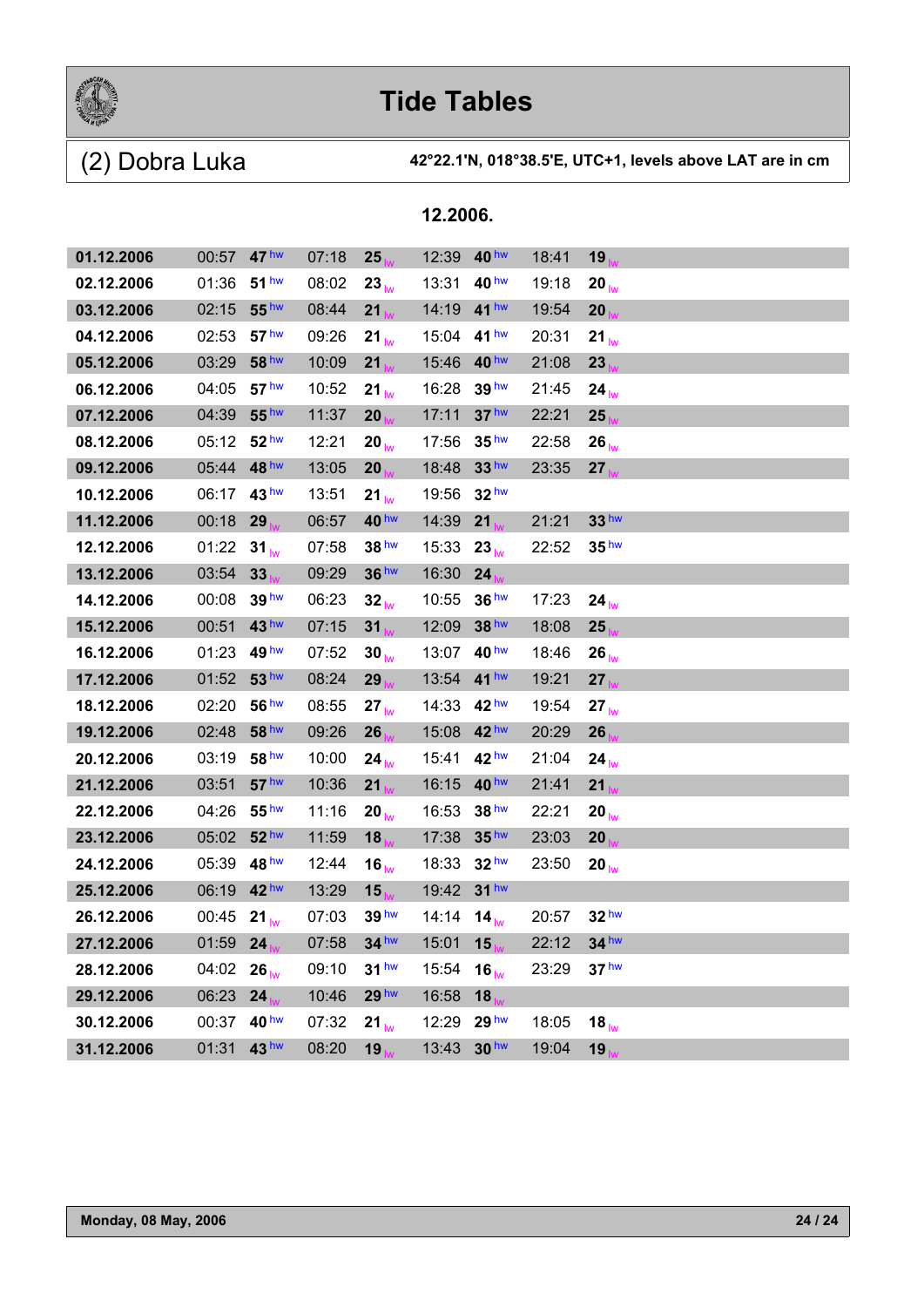# Tide Tables

## (2) Dobra Luka

**42°22.1'N, 018°38.5'E, UTC+1, levels above LAT are in cm**

### 12.2006.

| | | | | | | | | |
|---|---|---|---|---|---|---|---|---|
| **01.12.2006** | 00:57 | **47** hw | 07:18 | **25** lw | 12:39 | **40** hw | 18:41 | **19** lw |
| **02.12.2006** | 01:36 | **51** hw | 08:02 | **23** lw | 13:31 | **40** hw | 19:18 | **20** lw |
| **03.12.2006** | 02:15 | **55** hw | 08:44 | **21** lw | 14:19 | **41** hw | 19:54 | **20** lw |
| **04.12.2006** | 02:53 | **57** hw | 09:26 | **21** lw | 15:04 | **41** hw | 20:31 | **21** lw |
| **05.12.2006** | 03:29 | **58** hw | 10:09 | **21** lw | 15:46 | **40** hw | 21:08 | **23** lw |
| **06.12.2006** | 04:05 | **57** hw | 10:52 | **21** lw | 16:28 | **39** hw | 21:45 | **24** lw |
| **07.12.2006** | 04:39 | **55** hw | 11:37 | **20** lw | 17:11 | **37** hw | 22:21 | **25** lw |
| **08.12.2006** | 05:12 | **52** hw | 12:21 | **20** lw | 17:56 | **35** hw | 22:58 | **26** lw |
| **09.12.2006** | 05:44 | **48** hw | 13:05 | **20** lw | 18:48 | **33** hw | 23:35 | **27** lw |
| **10.12.2006** | 06:17 | **43** hw | 13:51 | **21** lw | 19:56 | **32** hw | | |
| **11.12.2006** | 00:18 | **29** lw | 06:57 | **40** hw | 14:39 | **21** lw | 21:21 | **33** hw |
| **12.12.2006** | 01:22 | **31** lw | 07:58 | **38** hw | 15:33 | **23** lw | 22:52 | **35** hw |
| **13.12.2006** | 03:54 | **33** lw | 09:29 | **36** hw | 16:30 | **24** lw | | |
| **14.12.2006** | 00:08 | **39** hw | 06:23 | **32** lw | 10:55 | **36** hw | 17:23 | **24** lw |
| **15.12.2006** | 00:51 | **43** hw | 07:15 | **31** lw | 12:09 | **38** hw | 18:08 | **25** lw |
| **16.12.2006** | 01:23 | **49** hw | 07:52 | **30** lw | 13:07 | **40** hw | 18:46 | **26** lw |
| **17.12.2006** | 01:52 | **53** hw | 08:24 | **29** lw | 13:54 | **41** hw | 19:21 | **27** lw |
| **18.12.2006** | 02:20 | **56** hw | 08:55 | **27** lw | 14:33 | **42** hw | 19:54 | **27** lw |
| **19.12.2006** | 02:48 | **58** hw | 09:26 | **26** lw | 15:08 | **42** hw | 20:29 | **26** lw |
| **20.12.2006** | 03:19 | **58** hw | 10:00 | **24** lw | 15:41 | **42** hw | 21:04 | **24** lw |
| **21.12.2006** | 03:51 | **57** hw | 10:36 | **21** lw | 16:15 | **40** hw | 21:41 | **21** lw |
| **22.12.2006** | 04:26 | **55** hw | 11:16 | **20** lw | 16:53 | **38** hw | 22:21 | **20** lw |
| **23.12.2006** | 05:02 | **52** hw | 11:59 | **18** lw | 17:38 | **35** hw | 23:03 | **20** lw |
| **24.12.2006** | 05:39 | **48** hw | 12:44 | **16** lw | 18:33 | **32** hw | 23:50 | **20** lw |
| **25.12.2006** | 06:19 | **42** hw | 13:29 | **15** lw | 19:42 | **31** hw | | |
| **26.12.2006** | 00:45 | **21** lw | 07:03 | **39** hw | 14:14 | **14** lw | 20:57 | **32** hw |
| **27.12.2006** | 01:59 | **24** lw | 07:58 | **34** hw | 15:01 | **15** lw | 22:12 | **34** hw |
| **28.12.2006** | 04:02 | **26** lw | 09:10 | **31** hw | 15:54 | **16** lw | 23:29 | **37** hw |
| **29.12.2006** | 06:23 | **24** lw | 10:46 | **29** hw | 16:58 | **18** lw | | |
| **30.12.2006** | 00:37 | **40** hw | 07:32 | **21** lw | 12:29 | **29** hw | 18:05 | **18** lw |
| **31.12.2006** | 01:31 | **43** hw | 08:20 | **19** lw | 13:43 | **30** hw | 19:04 | **19** lw |

**Monday, 08 May, 2006**